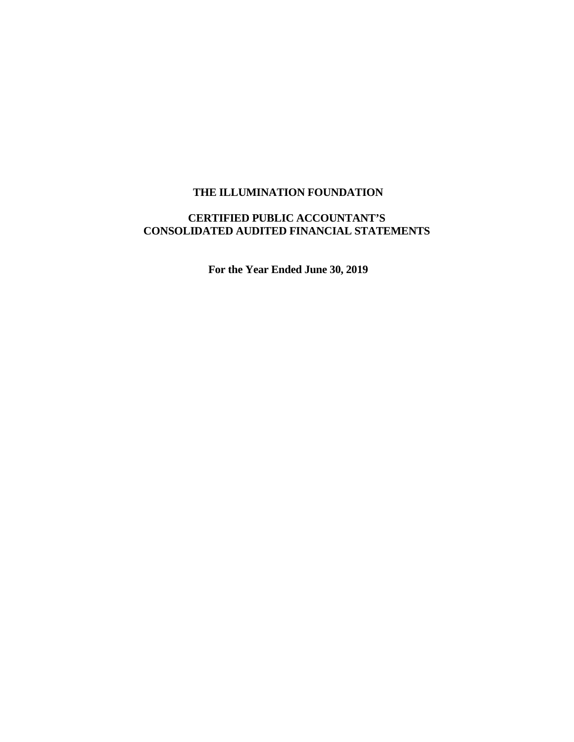# THE ILLUMINATION FOUNDATION

## CERTIFIED PUBLIC ACCOUNTANT'S
## CONSOLIDATED AUDITED FINANCIAL STATEMENTS

**For the Year Ended June 30, 2019**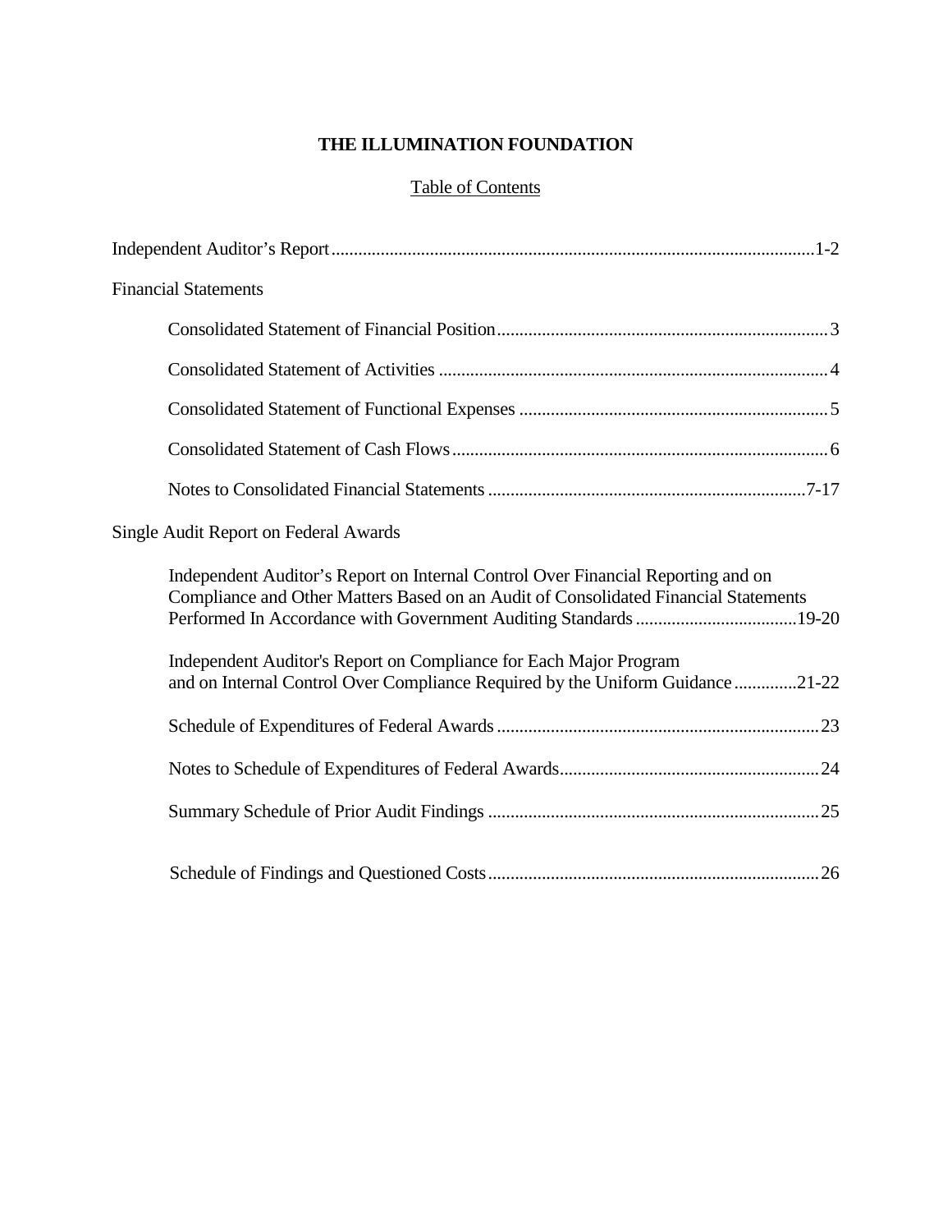# THE ILLUMINATION FOUNDATION

## Table of Contents

| | |
|---|---|
| Independent Auditor's Report | 1-2 |
| **Financial Statements** | |
| Consolidated Statement of Financial Position | 3 |
| Consolidated Statement of Activities | 4 |
| Consolidated Statement of Functional Expenses | 5 |
| Consolidated Statement of Cash Flows | 6 |
| Notes to Consolidated Financial Statements | 7-17 |
| **Single Audit Report on Federal Awards** | |
| Independent Auditor's Report on Internal Control Over Financial Reporting and on Compliance and Other Matters Based on an Audit of Consolidated Financial Statements Performed In Accordance with Government Auditing Standards | 19-20 |
| Independent Auditor's Report on Compliance for Each Major Program and on Internal Control Over Compliance Required by the Uniform Guidance | 21-22 |
| Schedule of Expenditures of Federal Awards | 23 |
| Notes to Schedule of Expenditures of Federal Awards | 24 |
| Summary Schedule of Prior Audit Findings | 25 |
| Schedule of Findings and Questioned Costs | 26 |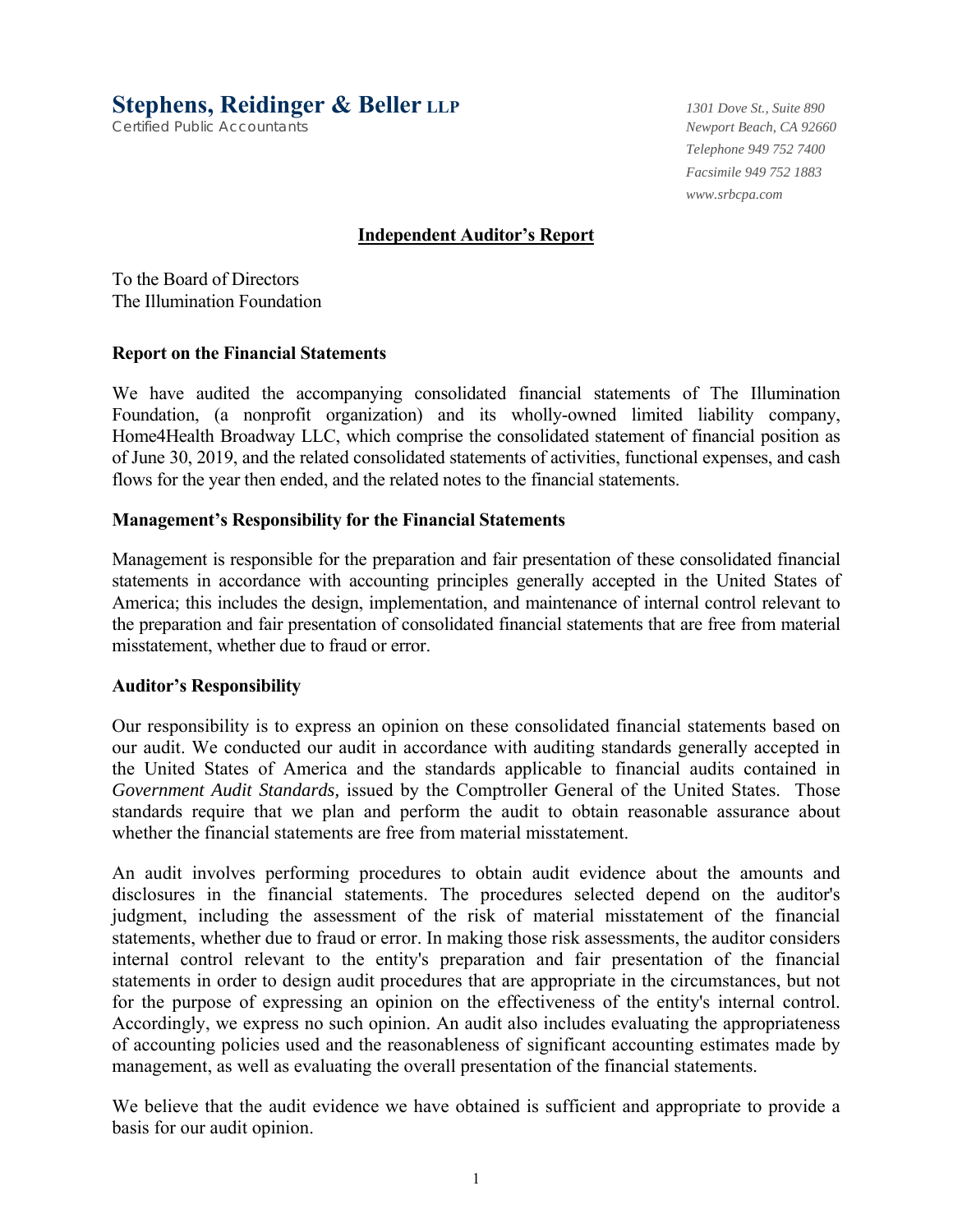# Stephens, Reidinger & Beller LLP

Certified Public Accountants

*1301 Dove St., Suite 890*
*Newport Beach, CA 92660*
*Telephone 949 752 7400*
*Facsimile 949 752 1883*
*www.srbcpa.com*

## Independent Auditor's Report

To the Board of Directors
The Illumination Foundation

### Report on the Financial Statements

We have audited the accompanying consolidated financial statements of The Illumination Foundation, (a nonprofit organization) and its wholly-owned limited liability company, Home4Health Broadway LLC, which comprise the consolidated statement of financial position as of June 30, 2019, and the related consolidated statements of activities, functional expenses, and cash flows for the year then ended, and the related notes to the financial statements.

### Management's Responsibility for the Financial Statements

Management is responsible for the preparation and fair presentation of these consolidated financial statements in accordance with accounting principles generally accepted in the United States of America; this includes the design, implementation, and maintenance of internal control relevant to the preparation and fair presentation of consolidated financial statements that are free from material misstatement, whether due to fraud or error.

### Auditor's Responsibility

Our responsibility is to express an opinion on these consolidated financial statements based on our audit. We conducted our audit in accordance with auditing standards generally accepted in the United States of America and the standards applicable to financial audits contained in *Government Audit Standards,* issued by the Comptroller General of the United States. Those standards require that we plan and perform the audit to obtain reasonable assurance about whether the financial statements are free from material misstatement.

An audit involves performing procedures to obtain audit evidence about the amounts and disclosures in the financial statements. The procedures selected depend on the auditor's judgment, including the assessment of the risk of material misstatement of the financial statements, whether due to fraud or error. In making those risk assessments, the auditor considers internal control relevant to the entity's preparation and fair presentation of the financial statements in order to design audit procedures that are appropriate in the circumstances, but not for the purpose of expressing an opinion on the effectiveness of the entity's internal control. Accordingly, we express no such opinion. An audit also includes evaluating the appropriateness of accounting policies used and the reasonableness of significant accounting estimates made by management, as well as evaluating the overall presentation of the financial statements.

We believe that the audit evidence we have obtained is sufficient and appropriate to provide a basis for our audit opinion.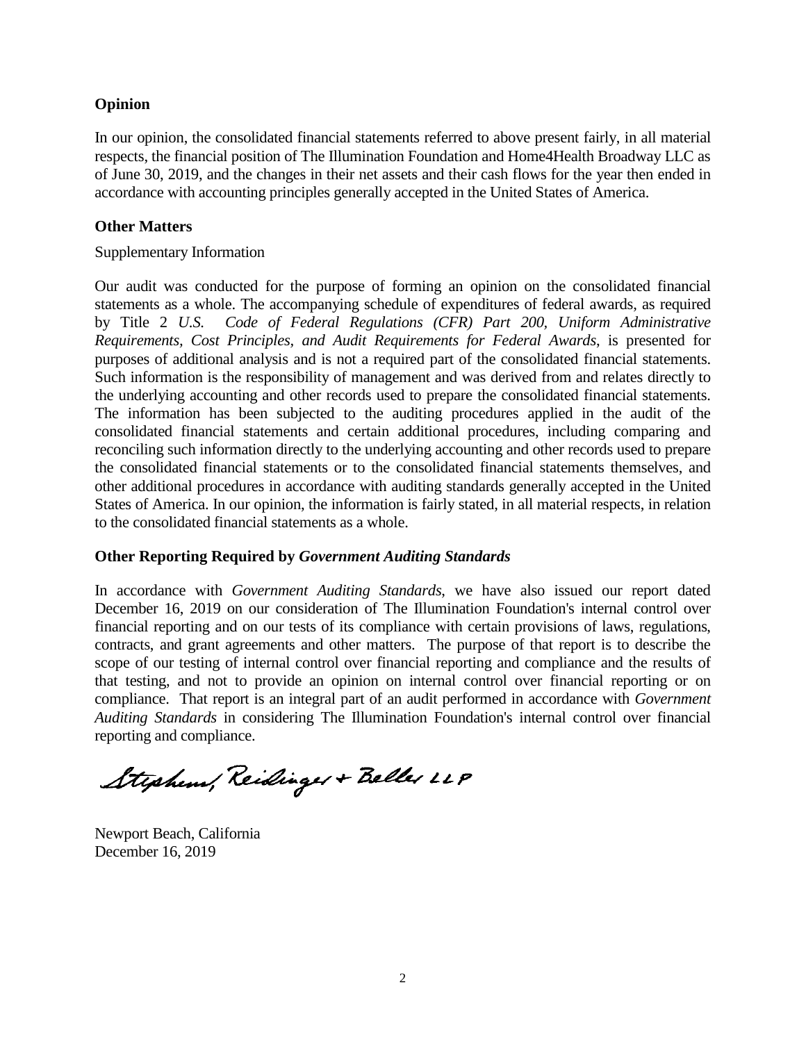## Opinion

In our opinion, the consolidated financial statements referred to above present fairly, in all material respects, the financial position of The Illumination Foundation and Home4Health Broadway LLC as of June 30, 2019, and the changes in their net assets and their cash flows for the year then ended in accordance with accounting principles generally accepted in the United States of America.

## Other Matters

Supplementary Information

Our audit was conducted for the purpose of forming an opinion on the consolidated financial statements as a whole. The accompanying schedule of expenditures of federal awards, as required by Title 2 *U.S. Code of Federal Regulations (CFR) Part 200, Uniform Administrative Requirements, Cost Principles, and Audit Requirements for Federal Awards*, is presented for purposes of additional analysis and is not a required part of the consolidated financial statements. Such information is the responsibility of management and was derived from and relates directly to the underlying accounting and other records used to prepare the consolidated financial statements. The information has been subjected to the auditing procedures applied in the audit of the consolidated financial statements and certain additional procedures, including comparing and reconciling such information directly to the underlying accounting and other records used to prepare the consolidated financial statements or to the consolidated financial statements themselves, and other additional procedures in accordance with auditing standards generally accepted in the United States of America. In our opinion, the information is fairly stated, in all material respects, in relation to the consolidated financial statements as a whole.

## Other Reporting Required by *Government Auditing Standards*

In accordance with *Government Auditing Standards*, we have also issued our report dated December 16, 2019 on our consideration of The Illumination Foundation's internal control over financial reporting and on our tests of its compliance with certain provisions of laws, regulations, contracts, and grant agreements and other matters. The purpose of that report is to describe the scope of our testing of internal control over financial reporting and compliance and the results of that testing, and not to provide an opinion on internal control over financial reporting or on compliance. That report is an integral part of an audit performed in accordance with *Government Auditing Standards* in considering The Illumination Foundation's internal control over financial reporting and compliance.

Stephens, Reidinger + Beller LLP

Newport Beach, California
December 16, 2019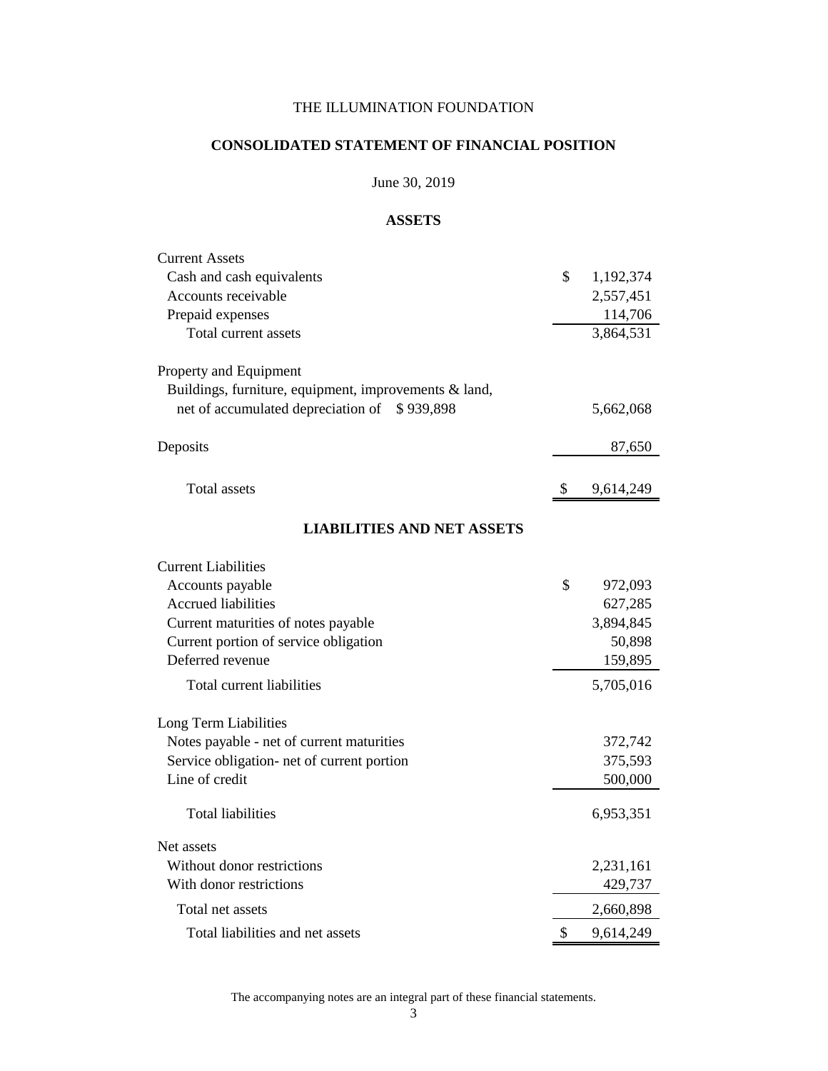THE ILLUMINATION FOUNDATION

# CONSOLIDATED STATEMENT OF FINANCIAL POSITION

June 30, 2019

## ASSETS

| | |
|---|---|
| Current Assets | |
| Cash and cash equivalents | $ 1,192,374 |
| Accounts receivable | 2,557,451 |
| Prepaid expenses | 114,706 |
| Total current assets | 3,864,531 |
| | |
| Property and Equipment | |
| Buildings, furniture, equipment, improvements & land, net of accumulated depreciation of $ 939,898 | 5,662,068 |
| | |
| Deposits | 87,650 |
| | |
| Total assets | $ 9,614,249 |

## LIABILITIES AND NET ASSETS

| | |
|---|---|
| Current Liabilities | |
| Accounts payable | $ 972,093 |
| Accrued liabilities | 627,285 |
| Current maturities of notes payable | 3,894,845 |
| Current portion of service obligation | 50,898 |
| Deferred revenue | 159,895 |
| Total current liabilities | 5,705,016 |
| | |
| Long Term Liabilities | |
| Notes payable - net of current maturities | 372,742 |
| Service obligation- net of current portion | 375,593 |
| Line of credit | 500,000 |
| Total liabilities | 6,953,351 |
| | |
| Net assets | |
| Without donor restrictions | 2,231,161 |
| With donor restrictions | 429,737 |
| Total net assets | 2,660,898 |
| Total liabilities and net assets | $ 9,614,249 |

The accompanying notes are an integral part of these financial statements.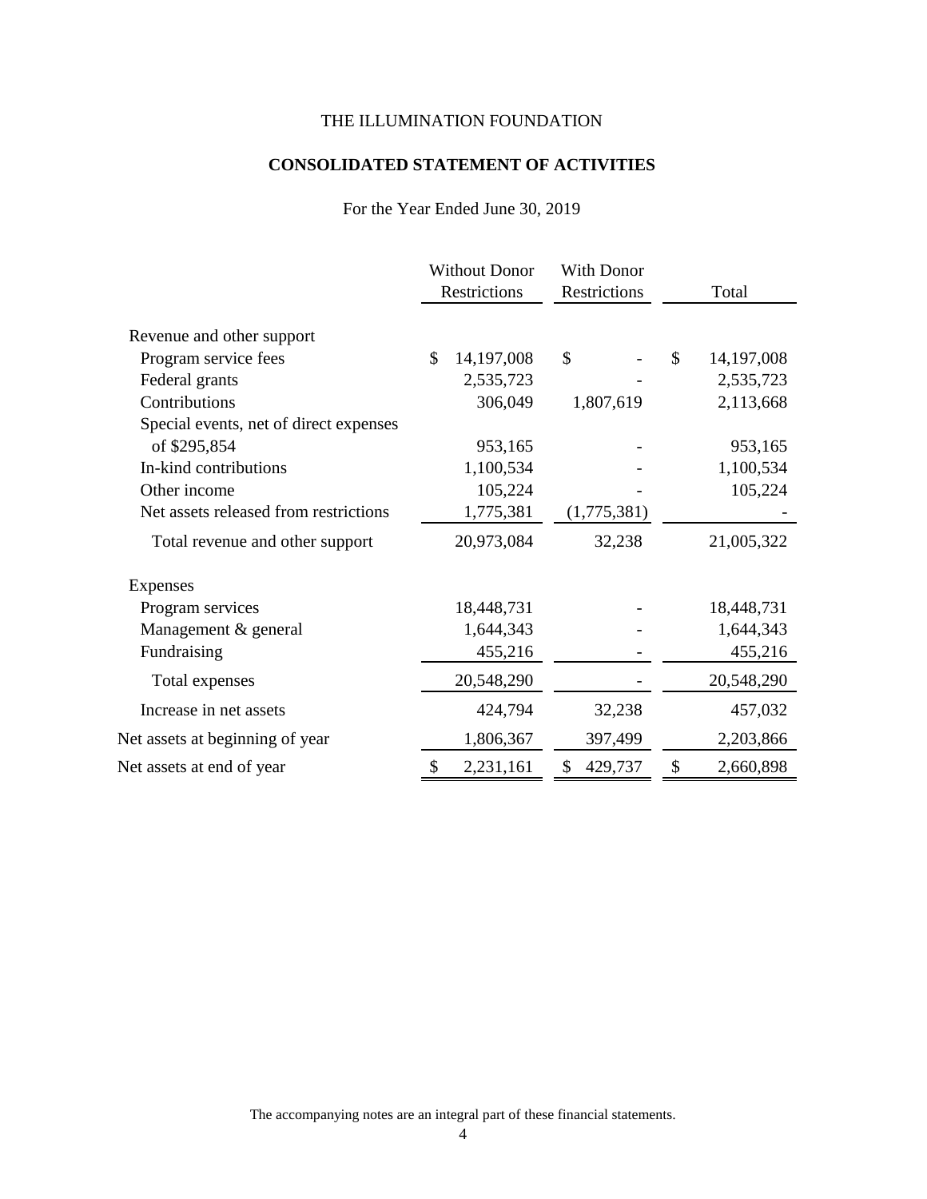THE ILLUMINATION FOUNDATION

# CONSOLIDATED STATEMENT OF ACTIVITIES

For the Year Ended June 30, 2019

| | Without Donor Restrictions | With Donor Restrictions | Total |
|---|---|---|---|
| Revenue and other support | | | |
| Program service fees | $ 14,197,008 | $ - | $ 14,197,008 |
| Federal grants | 2,535,723 | - | 2,535,723 |
| Contributions | 306,049 | 1,807,619 | 2,113,668 |
| Special events, net of direct expenses of $295,854 | 953,165 | - | 953,165 |
| In-kind contributions | 1,100,534 | - | 1,100,534 |
| Other income | 105,224 | - | 105,224 |
| Net assets released from restrictions | 1,775,381 | (1,775,381) | - |
| Total revenue and other support | 20,973,084 | 32,238 | 21,005,322 |
| Expenses | | | |
| Program services | 18,448,731 | - | 18,448,731 |
| Management & general | 1,644,343 | - | 1,644,343 |
| Fundraising | 455,216 | - | 455,216 |
| Total expenses | 20,548,290 | - | 20,548,290 |
| Increase in net assets | 424,794 | 32,238 | 457,032 |
| Net assets at beginning of year | 1,806,367 | 397,499 | 2,203,866 |
| Net assets at end of year | $ 2,231,161 | $ 429,737 | $ 2,660,898 |

The accompanying notes are an integral part of these financial statements.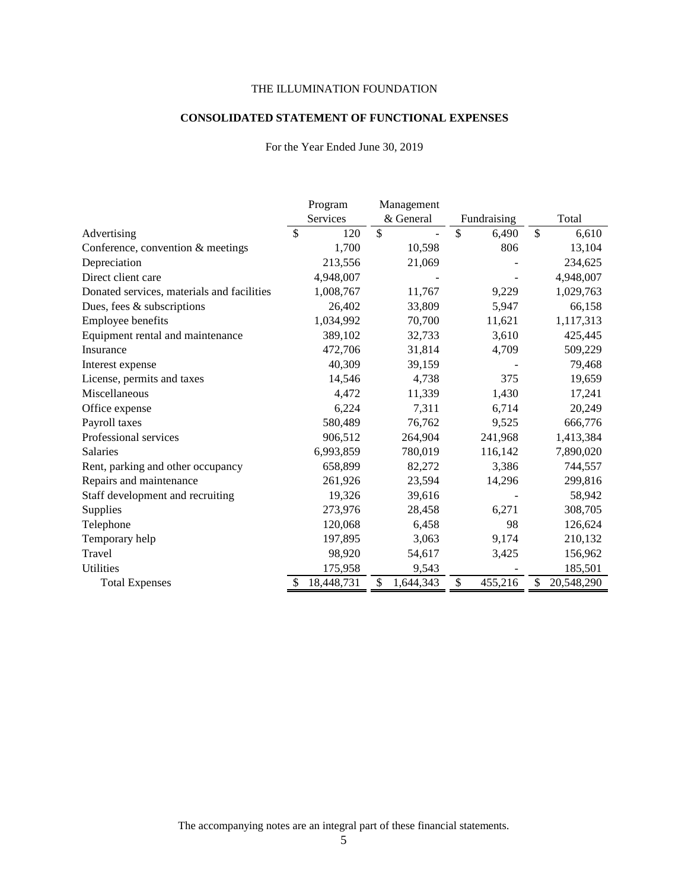THE ILLUMINATION FOUNDATION

**CONSOLIDATED STATEMENT OF FUNCTIONAL EXPENSES**

For the Year Ended June 30, 2019

| | Program Services | Management & General | Fundraising | Total |
|---|---|---|---|---|
| Advertising | $ 120 | $ - | $ 6,490 | $ 6,610 |
| Conference, convention & meetings | 1,700 | 10,598 | 806 | 13,104 |
| Depreciation | 213,556 | 21,069 | - | 234,625 |
| Direct client care | 4,948,007 | - | - | 4,948,007 |
| Donated services, materials and facilities | 1,008,767 | 11,767 | 9,229 | 1,029,763 |
| Dues, fees & subscriptions | 26,402 | 33,809 | 5,947 | 66,158 |
| Employee benefits | 1,034,992 | 70,700 | 11,621 | 1,117,313 |
| Equipment rental and maintenance | 389,102 | 32,733 | 3,610 | 425,445 |
| Insurance | 472,706 | 31,814 | 4,709 | 509,229 |
| Interest expense | 40,309 | 39,159 | - | 79,468 |
| License, permits and taxes | 14,546 | 4,738 | 375 | 19,659 |
| Miscellaneous | 4,472 | 11,339 | 1,430 | 17,241 |
| Office expense | 6,224 | 7,311 | 6,714 | 20,249 |
| Payroll taxes | 580,489 | 76,762 | 9,525 | 666,776 |
| Professional services | 906,512 | 264,904 | 241,968 | 1,413,384 |
| Salaries | 6,993,859 | 780,019 | 116,142 | 7,890,020 |
| Rent, parking and other occupancy | 658,899 | 82,272 | 3,386 | 744,557 |
| Repairs and maintenance | 261,926 | 23,594 | 14,296 | 299,816 |
| Staff development and recruiting | 19,326 | 39,616 | - | 58,942 |
| Supplies | 273,976 | 28,458 | 6,271 | 308,705 |
| Telephone | 120,068 | 6,458 | 98 | 126,624 |
| Temporary help | 197,895 | 3,063 | 9,174 | 210,132 |
| Travel | 98,920 | 54,617 | 3,425 | 156,962 |
| Utilities | 175,958 | 9,543 | - | 185,501 |
| Total Expenses | $ 18,448,731 | $ 1,644,343 | $ 455,216 | $ 20,548,290 |

The accompanying notes are an integral part of these financial statements.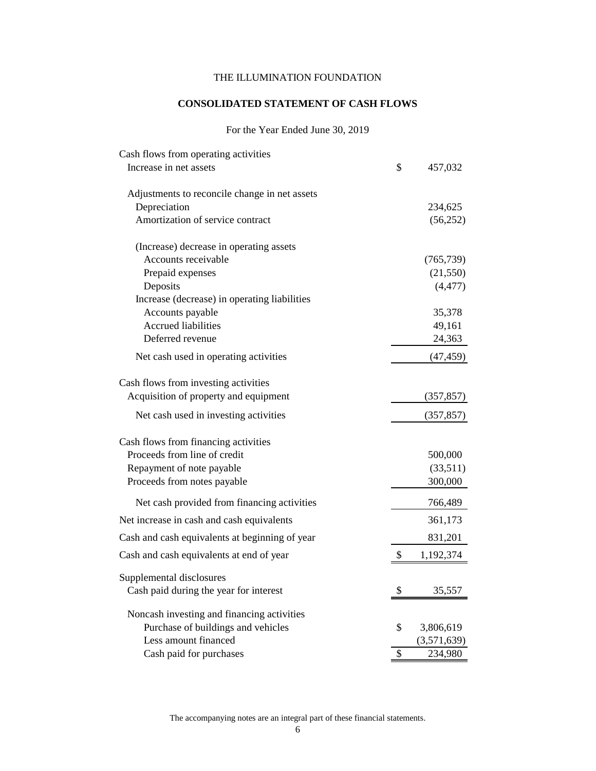THE ILLUMINATION FOUNDATION

## CONSOLIDATED STATEMENT OF CASH FLOWS

For the Year Ended June 30, 2019

| | |
|---|---|
| Cash flows from operating activities | |
| Increase in net assets | $ 457,032 |
| | |
| Adjustments to reconcile change in net assets | |
| Depreciation | 234,625 |
| Amortization of service contract | (56,252) |
| | |
| (Increase) decrease in operating assets | |
| Accounts receivable | (765,739) |
| Prepaid expenses | (21,550) |
| Deposits | (4,477) |
| Increase (decrease) in operating liabilities | |
| Accounts payable | 35,378 |
| Accrued liabilities | 49,161 |
| Deferred revenue | 24,363 |
| Net cash used in operating activities | (47,459) |
| | |
| Cash flows from investing activities | |
| Acquisition of property and equipment | (357,857) |
| Net cash used in investing activities | (357,857) |
| | |
| Cash flows from financing activities | |
| Proceeds from line of credit | 500,000 |
| Repayment of note payable | (33,511) |
| Proceeds from notes payable | 300,000 |
| Net cash provided from financing activities | 766,489 |
| Net increase in cash and cash equivalents | 361,173 |
| Cash and cash equivalents at beginning of year | 831,201 |
| Cash and cash equivalents at end of year | $ 1,192,374 |
| | |
| Supplemental disclosures | |
| Cash paid during the year for interest | $ 35,557 |
| | |
| Noncash investing and financing activities | |
| Purchase of buildings and vehicles | $ 3,806,619 |
| Less amount financed | (3,571,639) |
| Cash paid for purchases | $ 234,980 |

The accompanying notes are an integral part of these financial statements.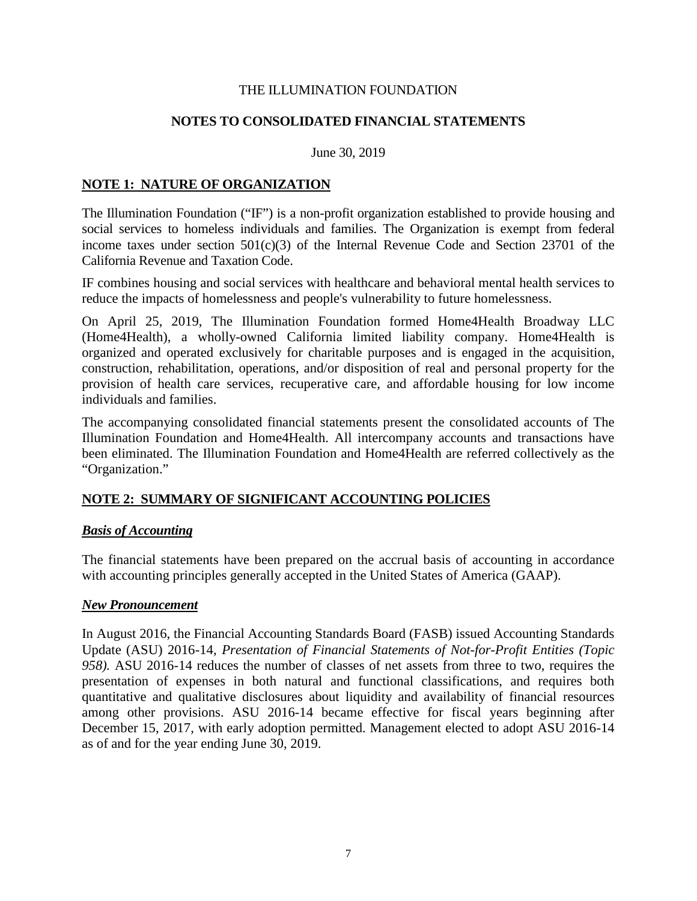THE ILLUMINATION FOUNDATION

**NOTES TO CONSOLIDATED FINANCIAL STATEMENTS**

June 30, 2019

## NOTE 1: NATURE OF ORGANIZATION

The Illumination Foundation ("IF") is a non-profit organization established to provide housing and social services to homeless individuals and families. The Organization is exempt from federal income taxes under section 501(c)(3) of the Internal Revenue Code and Section 23701 of the California Revenue and Taxation Code.

IF combines housing and social services with healthcare and behavioral mental health services to reduce the impacts of homelessness and people's vulnerability to future homelessness.

On April 25, 2019, The Illumination Foundation formed Home4Health Broadway LLC (Home4Health), a wholly-owned California limited liability company. Home4Health is organized and operated exclusively for charitable purposes and is engaged in the acquisition, construction, rehabilitation, operations, and/or disposition of real and personal property for the provision of health care services, recuperative care, and affordable housing for low income individuals and families.

The accompanying consolidated financial statements present the consolidated accounts of The Illumination Foundation and Home4Health. All intercompany accounts and transactions have been eliminated. The Illumination Foundation and Home4Health are referred collectively as the "Organization."

## NOTE 2: SUMMARY OF SIGNIFICANT ACCOUNTING POLICIES

### *Basis of Accounting*

The financial statements have been prepared on the accrual basis of accounting in accordance with accounting principles generally accepted in the United States of America (GAAP).

### *New Pronouncement*

In August 2016, the Financial Accounting Standards Board (FASB) issued Accounting Standards Update (ASU) 2016-14, *Presentation of Financial Statements of Not-for-Profit Entities (Topic 958).* ASU 2016-14 reduces the number of classes of net assets from three to two, requires the presentation of expenses in both natural and functional classifications, and requires both quantitative and qualitative disclosures about liquidity and availability of financial resources among other provisions. ASU 2016-14 became effective for fiscal years beginning after December 15, 2017, with early adoption permitted. Management elected to adopt ASU 2016-14 as of and for the year ending June 30, 2019.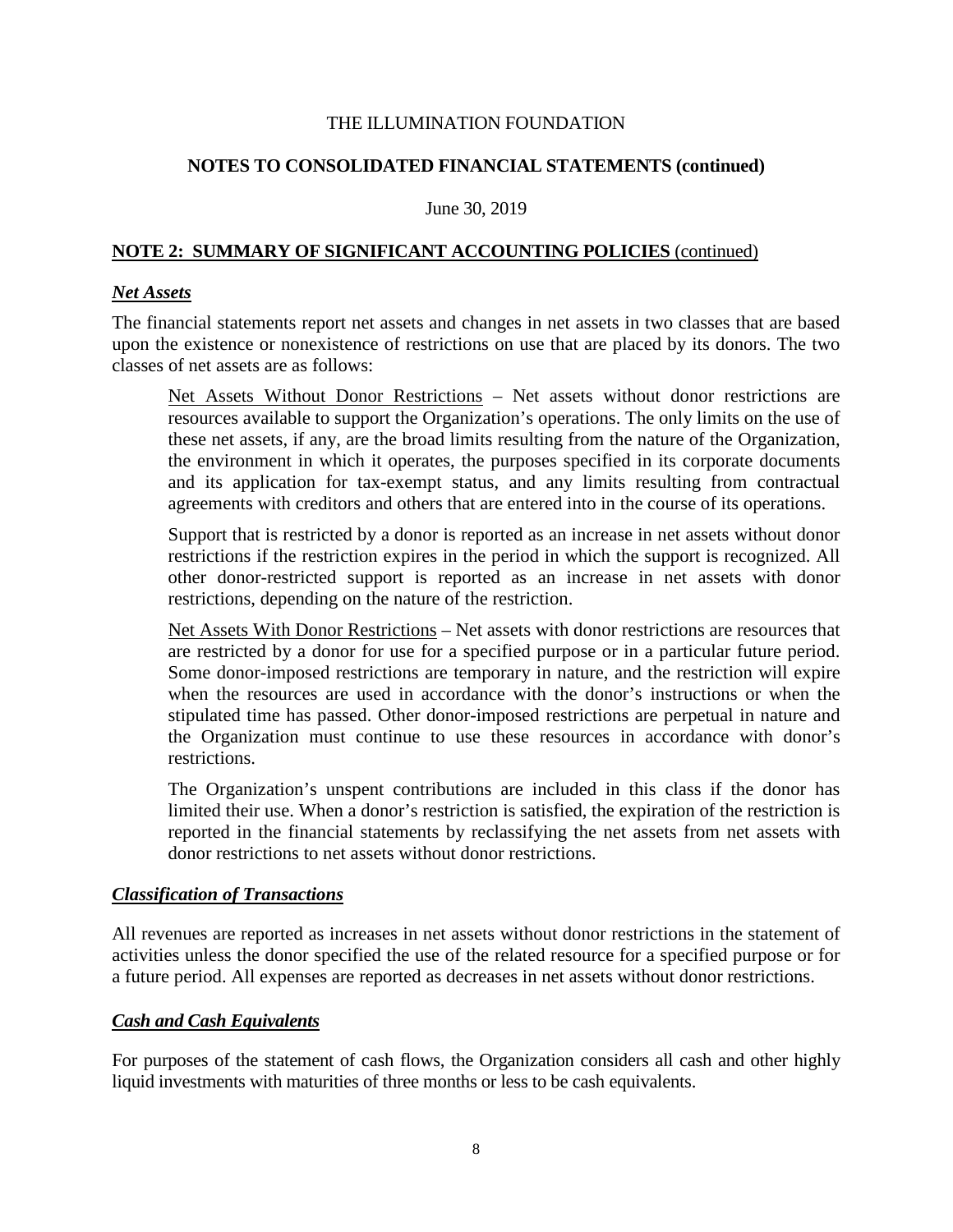THE ILLUMINATION FOUNDATION

**NOTES TO CONSOLIDATED FINANCIAL STATEMENTS (continued)**

June 30, 2019

## NOTE 2: SUMMARY OF SIGNIFICANT ACCOUNTING POLICIES (continued)

### *Net Assets*

The financial statements report net assets and changes in net assets in two classes that are based upon the existence or nonexistence of restrictions on use that are placed by its donors. The two classes of net assets are as follows:

Net Assets Without Donor Restrictions – Net assets without donor restrictions are resources available to support the Organization's operations. The only limits on the use of these net assets, if any, are the broad limits resulting from the nature of the Organization, the environment in which it operates, the purposes specified in its corporate documents and its application for tax-exempt status, and any limits resulting from contractual agreements with creditors and others that are entered into in the course of its operations.

Support that is restricted by a donor is reported as an increase in net assets without donor restrictions if the restriction expires in the period in which the support is recognized. All other donor-restricted support is reported as an increase in net assets with donor restrictions, depending on the nature of the restriction.

Net Assets With Donor Restrictions – Net assets with donor restrictions are resources that are restricted by a donor for use for a specified purpose or in a particular future period. Some donor-imposed restrictions are temporary in nature, and the restriction will expire when the resources are used in accordance with the donor's instructions or when the stipulated time has passed. Other donor-imposed restrictions are perpetual in nature and the Organization must continue to use these resources in accordance with donor's restrictions.

The Organization's unspent contributions are included in this class if the donor has limited their use. When a donor's restriction is satisfied, the expiration of the restriction is reported in the financial statements by reclassifying the net assets from net assets with donor restrictions to net assets without donor restrictions.

### *Classification of Transactions*

All revenues are reported as increases in net assets without donor restrictions in the statement of activities unless the donor specified the use of the related resource for a specified purpose or for a future period. All expenses are reported as decreases in net assets without donor restrictions.

### *Cash and Cash Equivalents*

For purposes of the statement of cash flows, the Organization considers all cash and other highly liquid investments with maturities of three months or less to be cash equivalents.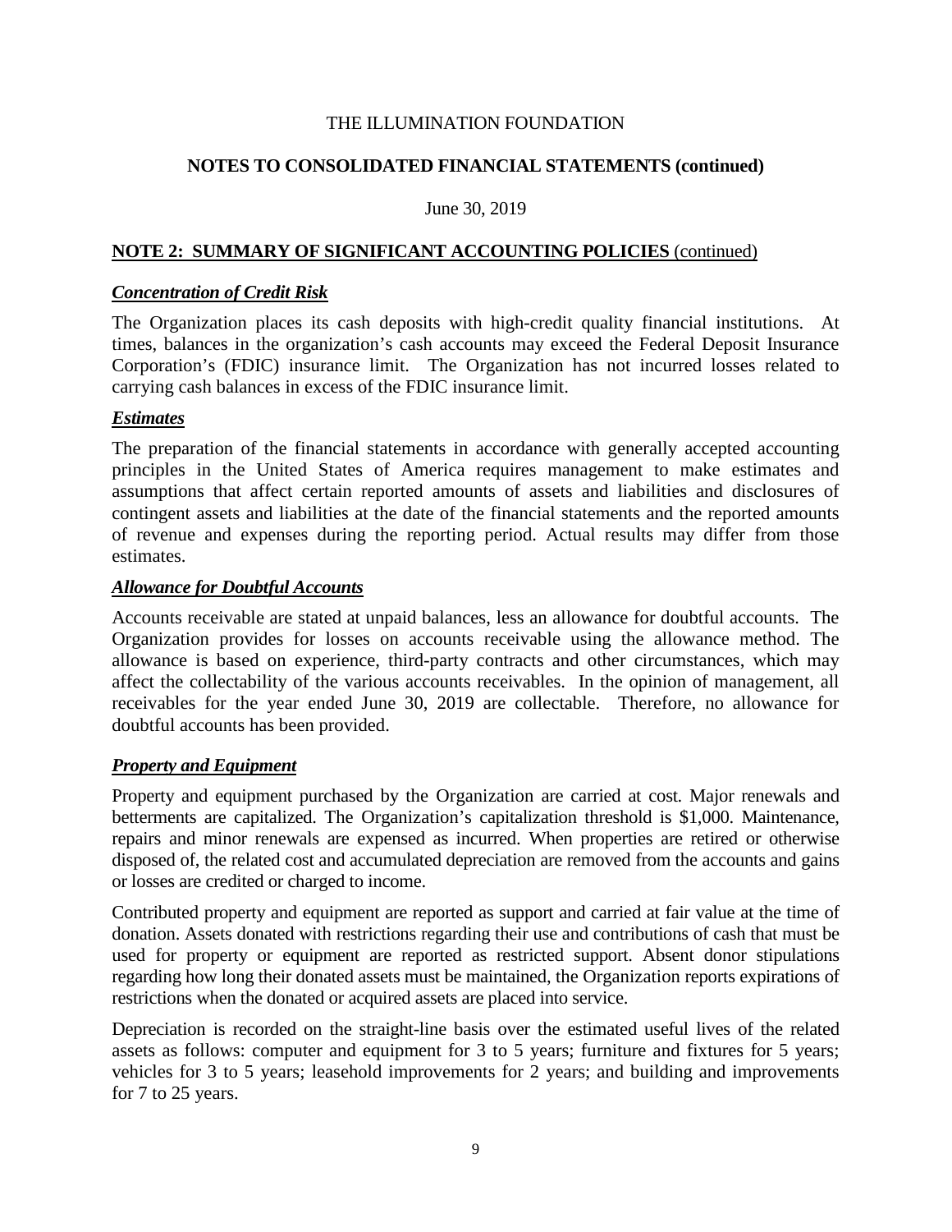THE ILLUMINATION FOUNDATION

**NOTES TO CONSOLIDATED FINANCIAL STATEMENTS (continued)**

June 30, 2019

## NOTE 2: SUMMARY OF SIGNIFICANT ACCOUNTING POLICIES (continued)

### *Concentration of Credit Risk*

The Organization places its cash deposits with high-credit quality financial institutions. At times, balances in the organization's cash accounts may exceed the Federal Deposit Insurance Corporation's (FDIC) insurance limit. The Organization has not incurred losses related to carrying cash balances in excess of the FDIC insurance limit.

### *Estimates*

The preparation of the financial statements in accordance with generally accepted accounting principles in the United States of America requires management to make estimates and assumptions that affect certain reported amounts of assets and liabilities and disclosures of contingent assets and liabilities at the date of the financial statements and the reported amounts of revenue and expenses during the reporting period. Actual results may differ from those estimates.

### *Allowance for Doubtful Accounts*

Accounts receivable are stated at unpaid balances, less an allowance for doubtful accounts. The Organization provides for losses on accounts receivable using the allowance method. The allowance is based on experience, third-party contracts and other circumstances, which may affect the collectability of the various accounts receivables. In the opinion of management, all receivables for the year ended June 30, 2019 are collectable. Therefore, no allowance for doubtful accounts has been provided.

### *Property and Equipment*

Property and equipment purchased by the Organization are carried at cost. Major renewals and betterments are capitalized. The Organization's capitalization threshold is $1,000. Maintenance, repairs and minor renewals are expensed as incurred. When properties are retired or otherwise disposed of, the related cost and accumulated depreciation are removed from the accounts and gains or losses are credited or charged to income.

Contributed property and equipment are reported as support and carried at fair value at the time of donation. Assets donated with restrictions regarding their use and contributions of cash that must be used for property or equipment are reported as restricted support. Absent donor stipulations regarding how long their donated assets must be maintained, the Organization reports expirations of restrictions when the donated or acquired assets are placed into service.

Depreciation is recorded on the straight-line basis over the estimated useful lives of the related assets as follows: computer and equipment for 3 to 5 years; furniture and fixtures for 5 years; vehicles for 3 to 5 years; leasehold improvements for 2 years; and building and improvements for 7 to 25 years.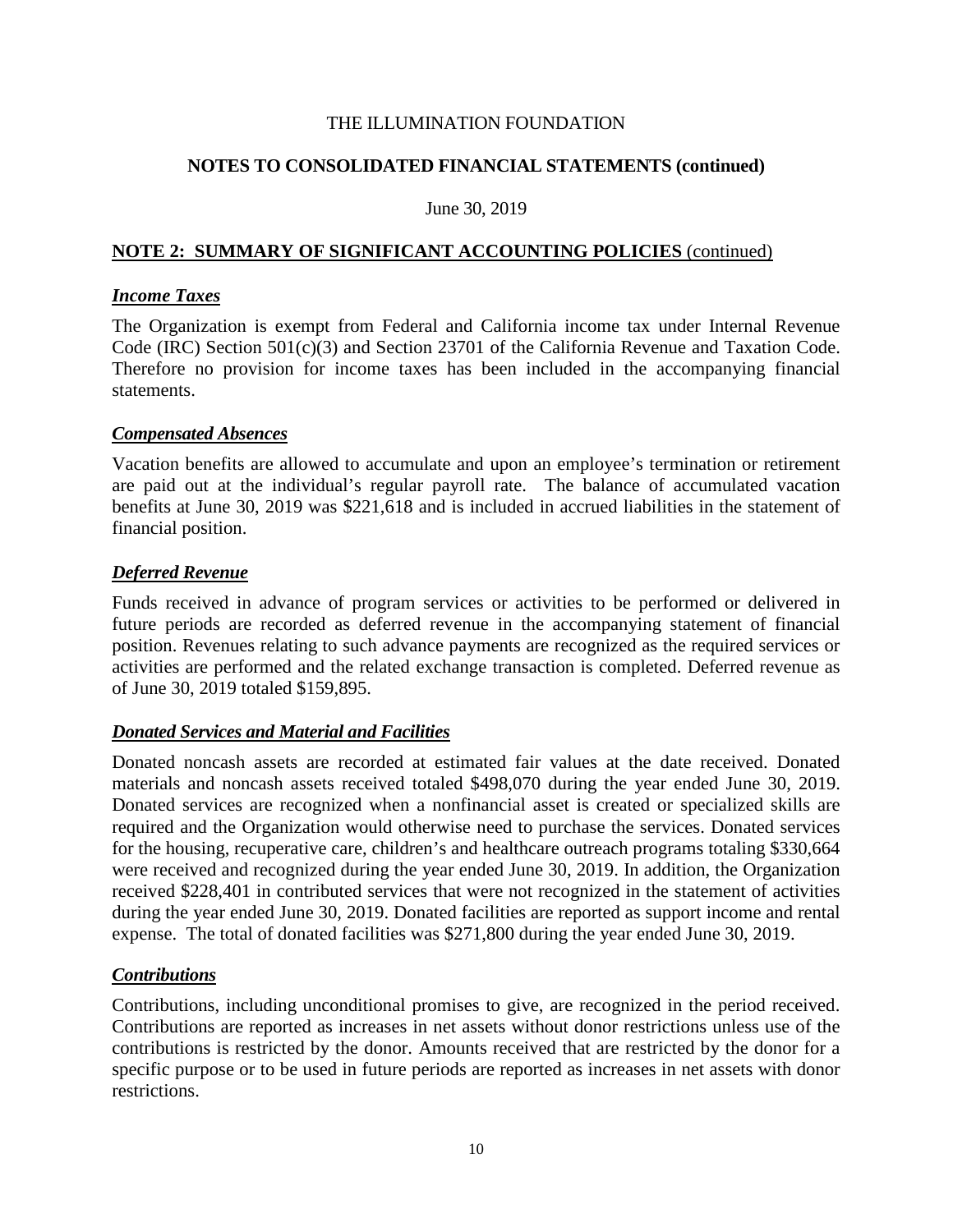THE ILLUMINATION FOUNDATION

**NOTES TO CONSOLIDATED FINANCIAL STATEMENTS (continued)**

June 30, 2019

## NOTE 2: SUMMARY OF SIGNIFICANT ACCOUNTING POLICIES (continued)

### *Income Taxes*

The Organization is exempt from Federal and California income tax under Internal Revenue Code (IRC) Section 501(c)(3) and Section 23701 of the California Revenue and Taxation Code. Therefore no provision for income taxes has been included in the accompanying financial statements.

### *Compensated Absences*

Vacation benefits are allowed to accumulate and upon an employee's termination or retirement are paid out at the individual's regular payroll rate. The balance of accumulated vacation benefits at June 30, 2019 was $221,618 and is included in accrued liabilities in the statement of financial position.

### *Deferred Revenue*

Funds received in advance of program services or activities to be performed or delivered in future periods are recorded as deferred revenue in the accompanying statement of financial position. Revenues relating to such advance payments are recognized as the required services or activities are performed and the related exchange transaction is completed. Deferred revenue as of June 30, 2019 totaled $159,895.

### *Donated Services and Material and Facilities*

Donated noncash assets are recorded at estimated fair values at the date received. Donated materials and noncash assets received totaled $498,070 during the year ended June 30, 2019. Donated services are recognized when a nonfinancial asset is created or specialized skills are required and the Organization would otherwise need to purchase the services. Donated services for the housing, recuperative care, children's and healthcare outreach programs totaling $330,664 were received and recognized during the year ended June 30, 2019. In addition, the Organization received $228,401 in contributed services that were not recognized in the statement of activities during the year ended June 30, 2019. Donated facilities are reported as support income and rental expense. The total of donated facilities was $271,800 during the year ended June 30, 2019.

### *Contributions*

Contributions, including unconditional promises to give, are recognized in the period received. Contributions are reported as increases in net assets without donor restrictions unless use of the contributions is restricted by the donor. Amounts received that are restricted by the donor for a specific purpose or to be used in future periods are reported as increases in net assets with donor restrictions.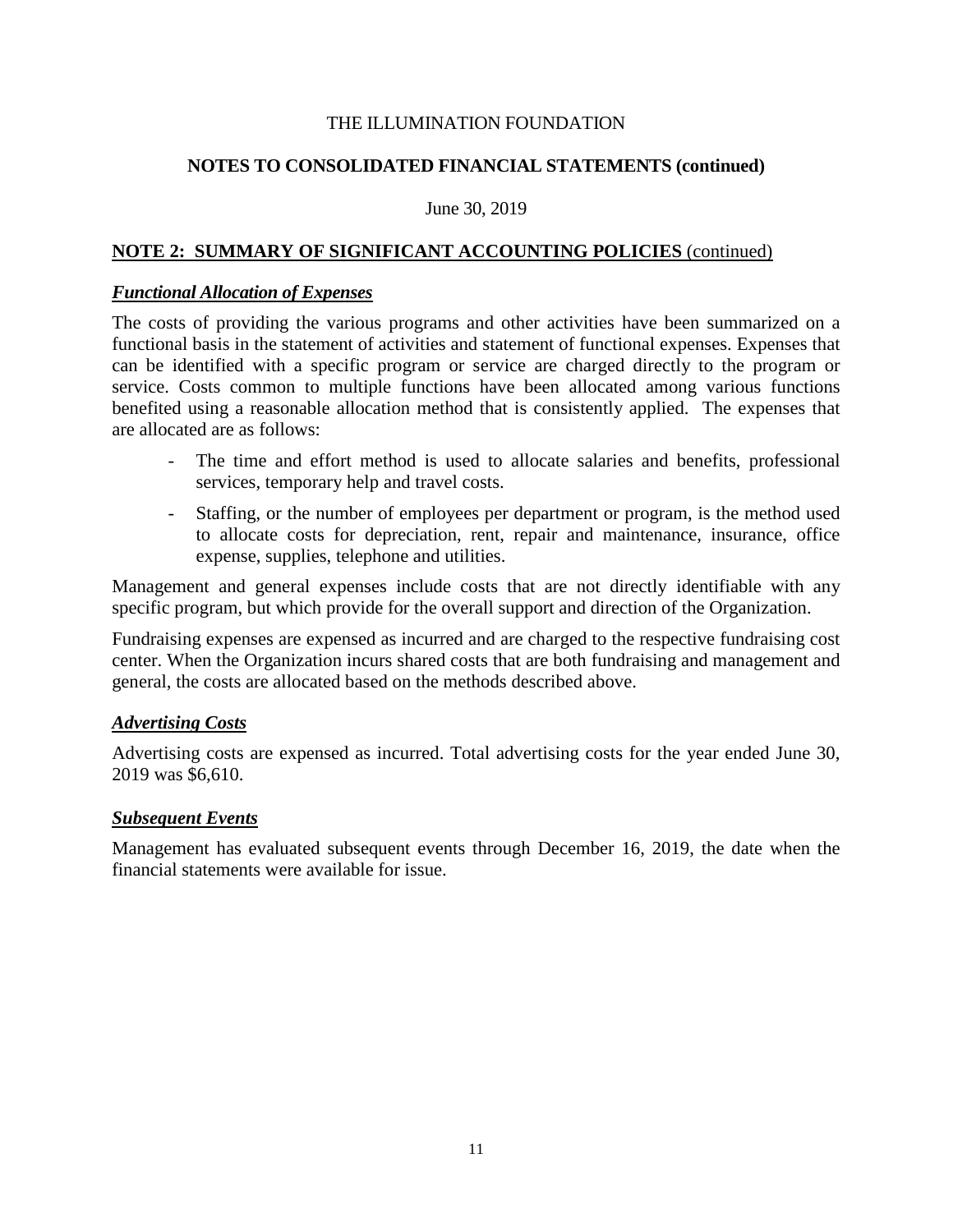THE ILLUMINATION FOUNDATION

**NOTES TO CONSOLIDATED FINANCIAL STATEMENTS (continued)**

June 30, 2019

## NOTE 2: SUMMARY OF SIGNIFICANT ACCOUNTING POLICIES (continued)

***Functional Allocation of Expenses***

The costs of providing the various programs and other activities have been summarized on a functional basis in the statement of activities and statement of functional expenses. Expenses that can be identified with a specific program or service are charged directly to the program or service. Costs common to multiple functions have been allocated among various functions benefited using a reasonable allocation method that is consistently applied. The expenses that are allocated are as follows:

- The time and effort method is used to allocate salaries and benefits, professional services, temporary help and travel costs.
- Staffing, or the number of employees per department or program, is the method used to allocate costs for depreciation, rent, repair and maintenance, insurance, office expense, supplies, telephone and utilities.

Management and general expenses include costs that are not directly identifiable with any specific program, but which provide for the overall support and direction of the Organization.

Fundraising expenses are expensed as incurred and are charged to the respective fundraising cost center. When the Organization incurs shared costs that are both fundraising and management and general, the costs are allocated based on the methods described above.

***Advertising Costs***

Advertising costs are expensed as incurred. Total advertising costs for the year ended June 30, 2019 was $6,610.

***Subsequent Events***

Management has evaluated subsequent events through December 16, 2019, the date when the financial statements were available for issue.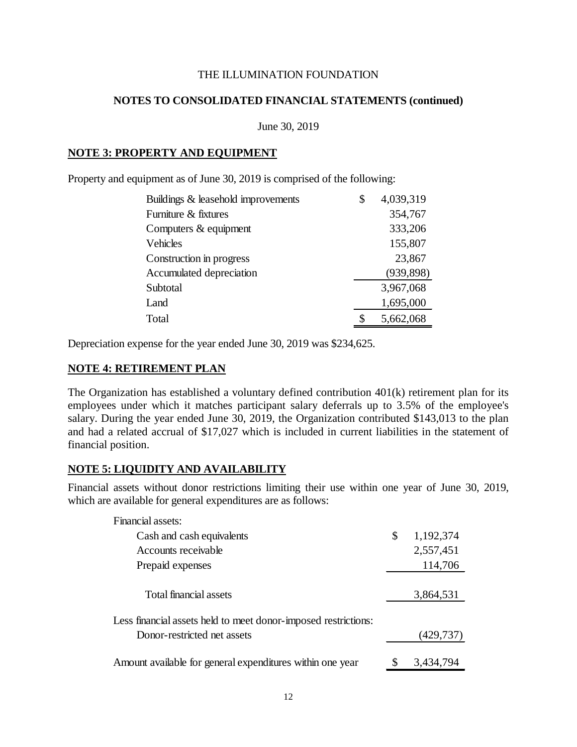THE ILLUMINATION FOUNDATION

**NOTES TO CONSOLIDATED FINANCIAL STATEMENTS (continued)**

June 30, 2019

## NOTE 3: PROPERTY AND EQUIPMENT

Property and equipment as of June 30, 2019 is comprised of the following:

| | |
|---|---|
| Buildings & leasehold improvements | $ 4,039,319 |
| Furniture & fixtures | 354,767 |
| Computers & equipment | 333,206 |
| Vehicles | 155,807 |
| Construction in progress | 23,867 |
| Accumulated depreciation | (939,898) |
| Subtotal | 3,967,068 |
| Land | 1,695,000 |
| Total | $ 5,662,068 |

Depreciation expense for the year ended June 30, 2019 was $234,625.

## NOTE 4: RETIREMENT PLAN

The Organization has established a voluntary defined contribution 401(k) retirement plan for its employees under which it matches participant salary deferrals up to 3.5% of the employee's salary. During the year ended June 30, 2019, the Organization contributed $143,013 to the plan and had a related accrual of $17,027 which is included in current liabilities in the statement of financial position.

## NOTE 5: LIQUIDITY AND AVAILABILITY

Financial assets without donor restrictions limiting their use within one year of June 30, 2019, which are available for general expenditures are as follows:

| | |
|---|---|
| Financial assets: | |
| Cash and cash equivalents | $ 1,192,374 |
| Accounts receivable | 2,557,451 |
| Prepaid expenses | 114,706 |
| Total financial assets | 3,864,531 |
| Less financial assets held to meet donor-imposed restrictions: | |
| Donor-restricted net assets | (429,737) |
| Amount available for general expenditures within one year | $ 3,434,794 |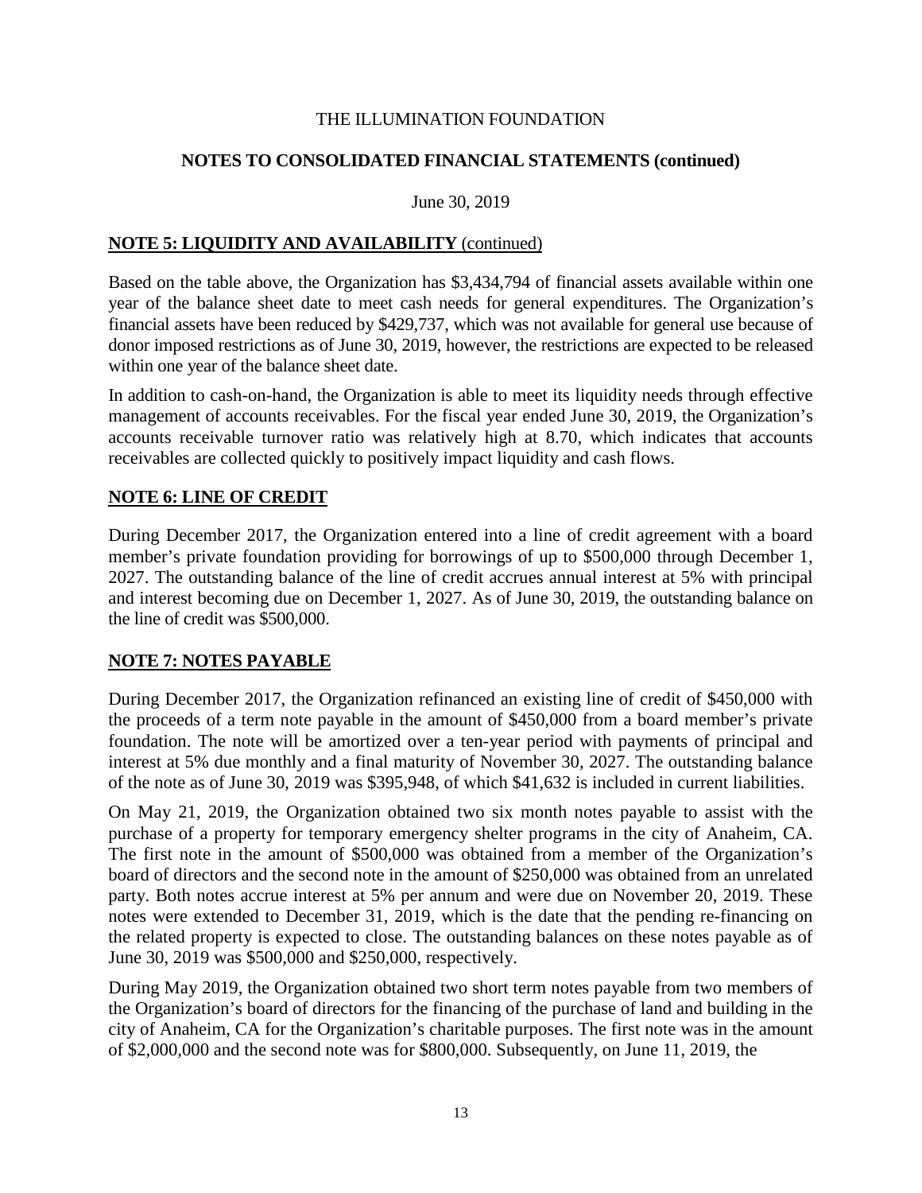THE ILLUMINATION FOUNDATION

**NOTES TO CONSOLIDATED FINANCIAL STATEMENTS (continued)**

June 30, 2019

## NOTE 5: LIQUIDITY AND AVAILABILITY (continued)

Based on the table above, the Organization has $3,434,794 of financial assets available within one year of the balance sheet date to meet cash needs for general expenditures. The Organization's financial assets have been reduced by $429,737, which was not available for general use because of donor imposed restrictions as of June 30, 2019, however, the restrictions are expected to be released within one year of the balance sheet date.

In addition to cash-on-hand, the Organization is able to meet its liquidity needs through effective management of accounts receivables. For the fiscal year ended June 30, 2019, the Organization's accounts receivable turnover ratio was relatively high at 8.70, which indicates that accounts receivables are collected quickly to positively impact liquidity and cash flows.

## NOTE 6: LINE OF CREDIT

During December 2017, the Organization entered into a line of credit agreement with a board member's private foundation providing for borrowings of up to $500,000 through December 1, 2027. The outstanding balance of the line of credit accrues annual interest at 5% with principal and interest becoming due on December 1, 2027. As of June 30, 2019, the outstanding balance on the line of credit was $500,000.

## NOTE 7: NOTES PAYABLE

During December 2017, the Organization refinanced an existing line of credit of $450,000 with the proceeds of a term note payable in the amount of $450,000 from a board member's private foundation. The note will be amortized over a ten-year period with payments of principal and interest at 5% due monthly and a final maturity of November 30, 2027. The outstanding balance of the note as of June 30, 2019 was $395,948, of which $41,632 is included in current liabilities.

On May 21, 2019, the Organization obtained two six month notes payable to assist with the purchase of a property for temporary emergency shelter programs in the city of Anaheim, CA. The first note in the amount of $500,000 was obtained from a member of the Organization's board of directors and the second note in the amount of $250,000 was obtained from an unrelated party. Both notes accrue interest at 5% per annum and were due on November 20, 2019. These notes were extended to December 31, 2019, which is the date that the pending re-financing on the related property is expected to close. The outstanding balances on these notes payable as of June 30, 2019 was $500,000 and $250,000, respectively.

During May 2019, the Organization obtained two short term notes payable from two members of the Organization's board of directors for the financing of the purchase of land and building in the city of Anaheim, CA for the Organization's charitable purposes. The first note was in the amount of $2,000,000 and the second note was for $800,000. Subsequently, on June 11, 2019, the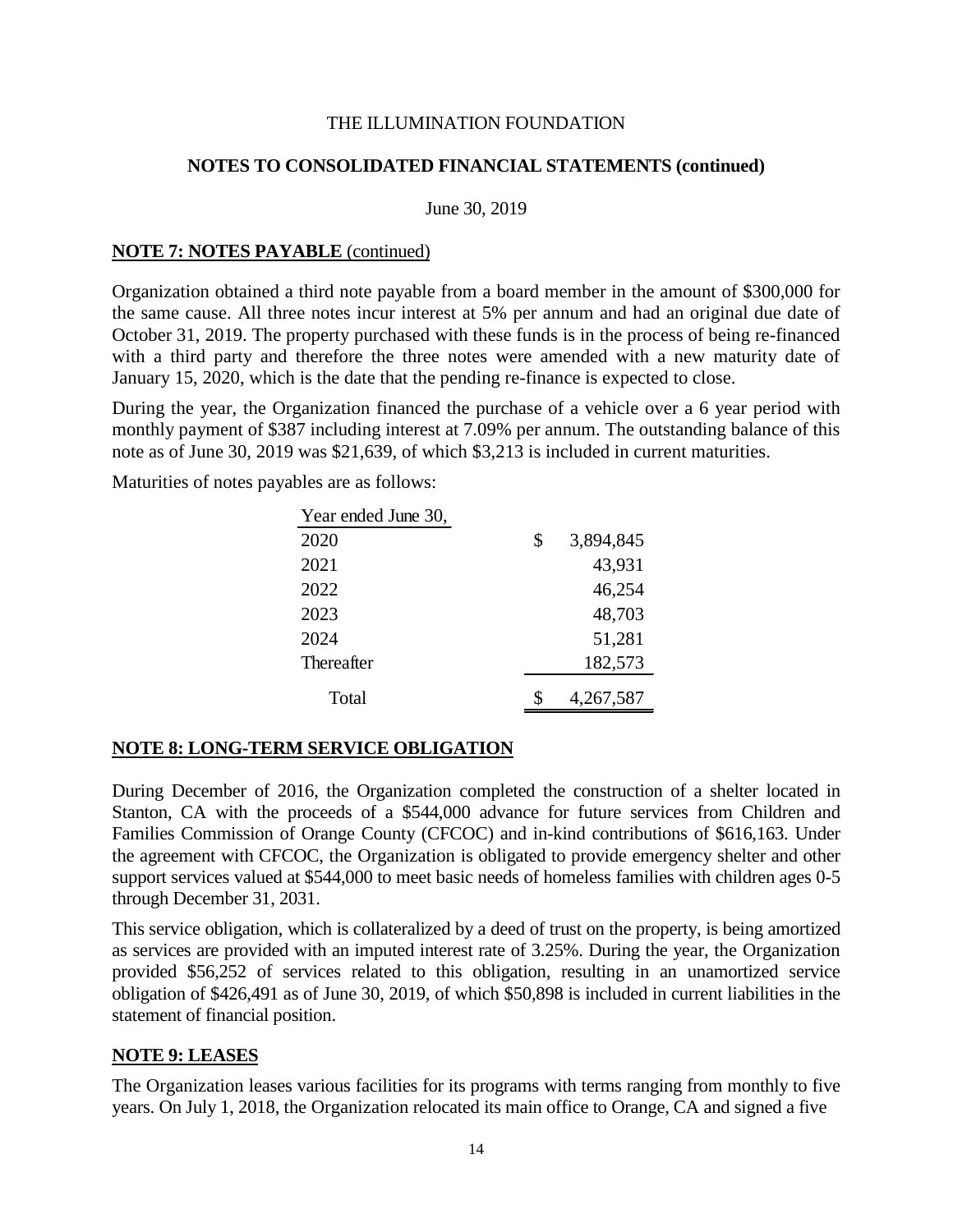THE ILLUMINATION FOUNDATION

**NOTES TO CONSOLIDATED FINANCIAL STATEMENTS (continued)**

June 30, 2019

**NOTE 7: NOTES PAYABLE** (continued)

Organization obtained a third note payable from a board member in the amount of $300,000 for the same cause. All three notes incur interest at 5% per annum and had an original due date of October 31, 2019. The property purchased with these funds is in the process of being re-financed with a third party and therefore the three notes were amended with a new maturity date of January 15, 2020, which is the date that the pending re-finance is expected to close.

During the year, the Organization financed the purchase of a vehicle over a 6 year period with monthly payment of $387 including interest at 7.09% per annum. The outstanding balance of this note as of June 30, 2019 was $21,639, of which $3,213 is included in current maturities.

Maturities of notes payables are as follows:

| Year ended June 30, | |
|---|---|
| 2020 | $ 3,894,845 |
| 2021 | 43,931 |
| 2022 | 46,254 |
| 2023 | 48,703 |
| 2024 | 51,281 |
| Thereafter | 182,573 |
| Total | $ 4,267,587 |

**NOTE 8: LONG-TERM SERVICE OBLIGATION**

During December of 2016, the Organization completed the construction of a shelter located in Stanton, CA with the proceeds of a $544,000 advance for future services from Children and Families Commission of Orange County (CFCOC) and in-kind contributions of $616,163. Under the agreement with CFCOC, the Organization is obligated to provide emergency shelter and other support services valued at $544,000 to meet basic needs of homeless families with children ages 0-5 through December 31, 2031.

This service obligation, which is collateralized by a deed of trust on the property, is being amortized as services are provided with an imputed interest rate of 3.25%. During the year, the Organization provided $56,252 of services related to this obligation, resulting in an unamortized service obligation of $426,491 as of June 30, 2019, of which $50,898 is included in current liabilities in the statement of financial position.

**NOTE 9: LEASES**

The Organization leases various facilities for its programs with terms ranging from monthly to five years. On July 1, 2018, the Organization relocated its main office to Orange, CA and signed a five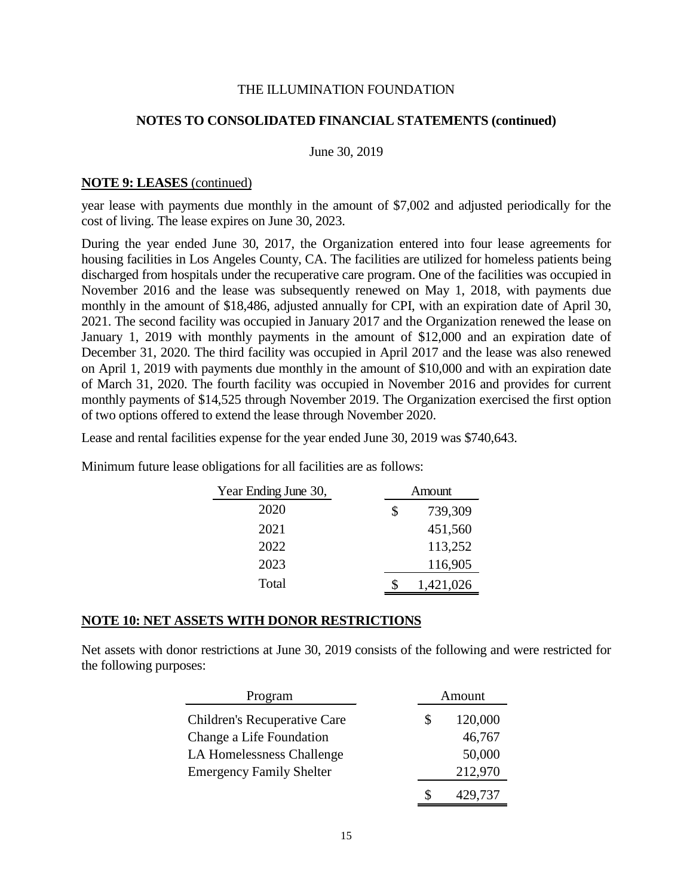THE ILLUMINATION FOUNDATION

**NOTES TO CONSOLIDATED FINANCIAL STATEMENTS (continued)**

June 30, 2019

**NOTE 9: LEASES** (continued)

year lease with payments due monthly in the amount of $7,002 and adjusted periodically for the cost of living. The lease expires on June 30, 2023.

During the year ended June 30, 2017, the Organization entered into four lease agreements for housing facilities in Los Angeles County, CA. The facilities are utilized for homeless patients being discharged from hospitals under the recuperative care program. One of the facilities was occupied in November 2016 and the lease was subsequently renewed on May 1, 2018, with payments due monthly in the amount of $18,486, adjusted annually for CPI, with an expiration date of April 30, 2021. The second facility was occupied in January 2017 and the Organization renewed the lease on January 1, 2019 with monthly payments in the amount of $12,000 and an expiration date of December 31, 2020. The third facility was occupied in April 2017 and the lease was also renewed on April 1, 2019 with payments due monthly in the amount of $10,000 and with an expiration date of March 31, 2020. The fourth facility was occupied in November 2016 and provides for current monthly payments of $14,525 through November 2019. The Organization exercised the first option of two options offered to extend the lease through November 2020.

Lease and rental facilities expense for the year ended June 30, 2019 was $740,643.

Minimum future lease obligations for all facilities are as follows:

| Year Ending June 30, | Amount |
|---|---|
| 2020 | $ 739,309 |
| 2021 | 451,560 |
| 2022 | 113,252 |
| 2023 | 116,905 |
| Total | $ 1,421,026 |

**NOTE 10: NET ASSETS WITH DONOR RESTRICTIONS**

Net assets with donor restrictions at June 30, 2019 consists of the following and were restricted for the following purposes:

| Program | Amount |
|---|---|
| Children's Recuperative Care | $ 120,000 |
| Change a Life Foundation | 46,767 |
| LA Homelessness Challenge | 50,000 |
| Emergency Family Shelter | 212,970 |
| | $ 429,737 |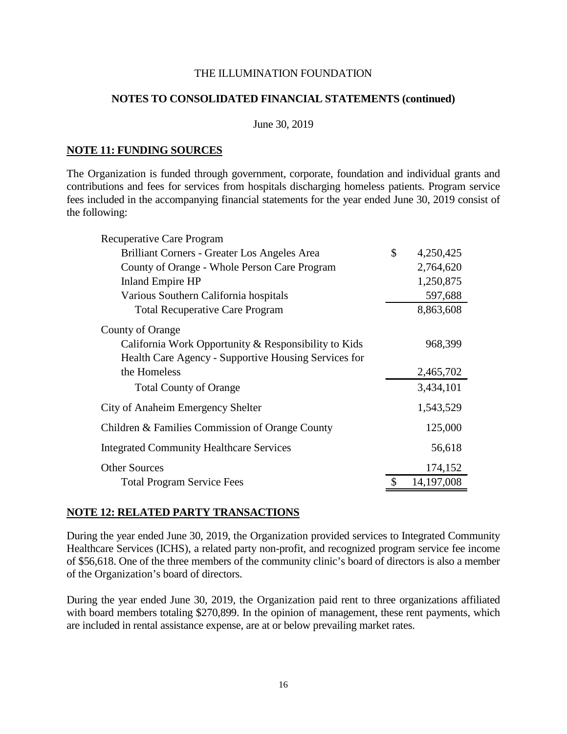THE ILLUMINATION FOUNDATION

**NOTES TO CONSOLIDATED FINANCIAL STATEMENTS (continued)**

June 30, 2019

## NOTE 11: FUNDING SOURCES

The Organization is funded through government, corporate, foundation and individual grants and contributions and fees for services from hospitals discharging homeless patients. Program service fees included in the accompanying financial statements for the year ended June 30, 2019 consist of the following:

| | |
|---|---|
| Recuperative Care Program | |
| Brilliant Corners - Greater Los Angeles Area | $ 4,250,425 |
| County of Orange - Whole Person Care Program | 2,764,620 |
| Inland Empire HP | 1,250,875 |
| Various Southern California hospitals | 597,688 |
| Total Recuperative Care Program | 8,863,608 |
| County of Orange | |
| California Work Opportunity & Responsibility to Kids | 968,399 |
| Health Care Agency - Supportive Housing Services for the Homeless | 2,465,702 |
| Total County of Orange | 3,434,101 |
| City of Anaheim Emergency Shelter | 1,543,529 |
| Children & Families Commission of Orange County | 125,000 |
| Integrated Community Healthcare Services | 56,618 |
| Other Sources | 174,152 |
| Total Program Service Fees | $ 14,197,008 |

## NOTE 12: RELATED PARTY TRANSACTIONS

During the year ended June 30, 2019, the Organization provided services to Integrated Community Healthcare Services (ICHS), a related party non-profit, and recognized program service fee income of $56,618. One of the three members of the community clinic's board of directors is also a member of the Organization's board of directors.

During the year ended June 30, 2019, the Organization paid rent to three organizations affiliated with board members totaling $270,899. In the opinion of management, these rent payments, which are included in rental assistance expense, are at or below prevailing market rates.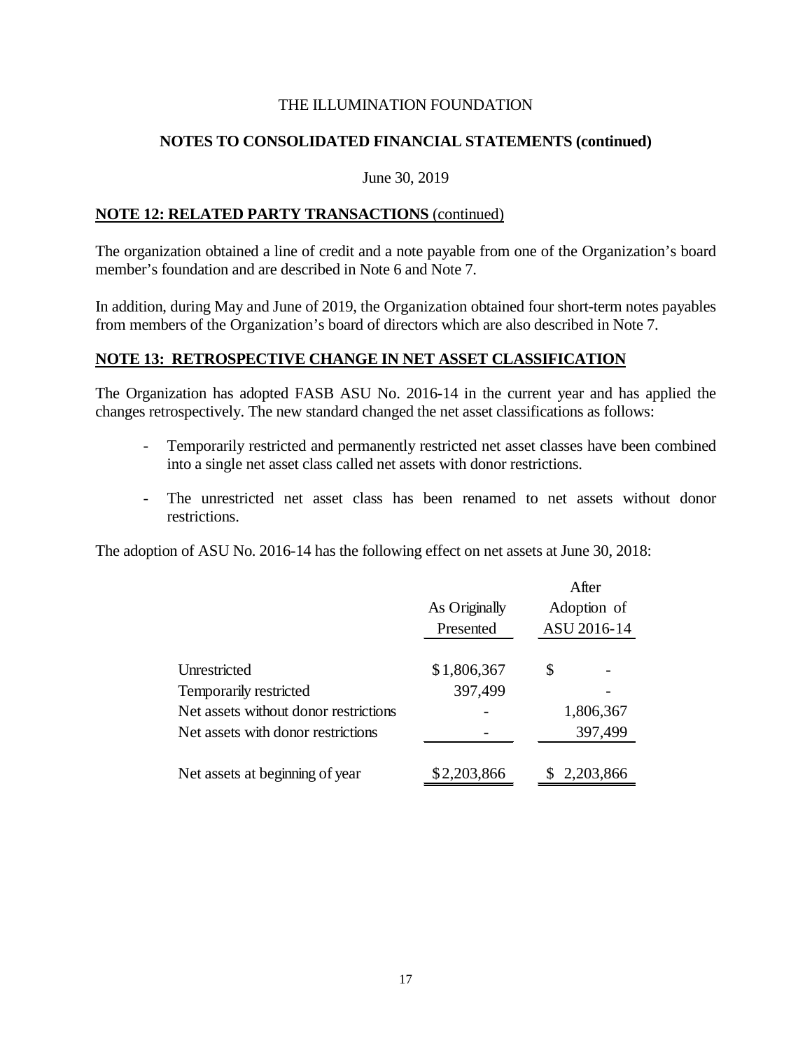THE ILLUMINATION FOUNDATION

**NOTES TO CONSOLIDATED FINANCIAL STATEMENTS (continued)**

June 30, 2019

**NOTE 12: RELATED PARTY TRANSACTIONS** (continued)

The organization obtained a line of credit and a note payable from one of the Organization's board member's foundation and are described in Note 6 and Note 7.

In addition, during May and June of 2019, the Organization obtained four short-term notes payables from members of the Organization's board of directors which are also described in Note 7.

**NOTE 13: RETROSPECTIVE CHANGE IN NET ASSET CLASSIFICATION**

The Organization has adopted FASB ASU No. 2016-14 in the current year and has applied the changes retrospectively. The new standard changed the net asset classifications as follows:

- Temporarily restricted and permanently restricted net asset classes have been combined into a single net asset class called net assets with donor restrictions.
- The unrestricted net asset class has been renamed to net assets without donor restrictions.

The adoption of ASU No. 2016-14 has the following effect on net assets at June 30, 2018:

| | As Originally Presented | After Adoption of ASU 2016-14 |
|---|---|---|
| Unrestricted | $1,806,367 | $ - |
| Temporarily restricted | 397,499 | - |
| Net assets without donor restrictions | - | 1,806,367 |
| Net assets with donor restrictions | - | 397,499 |
| Net assets at beginning of year | $2,203,866 | $ 2,203,866 |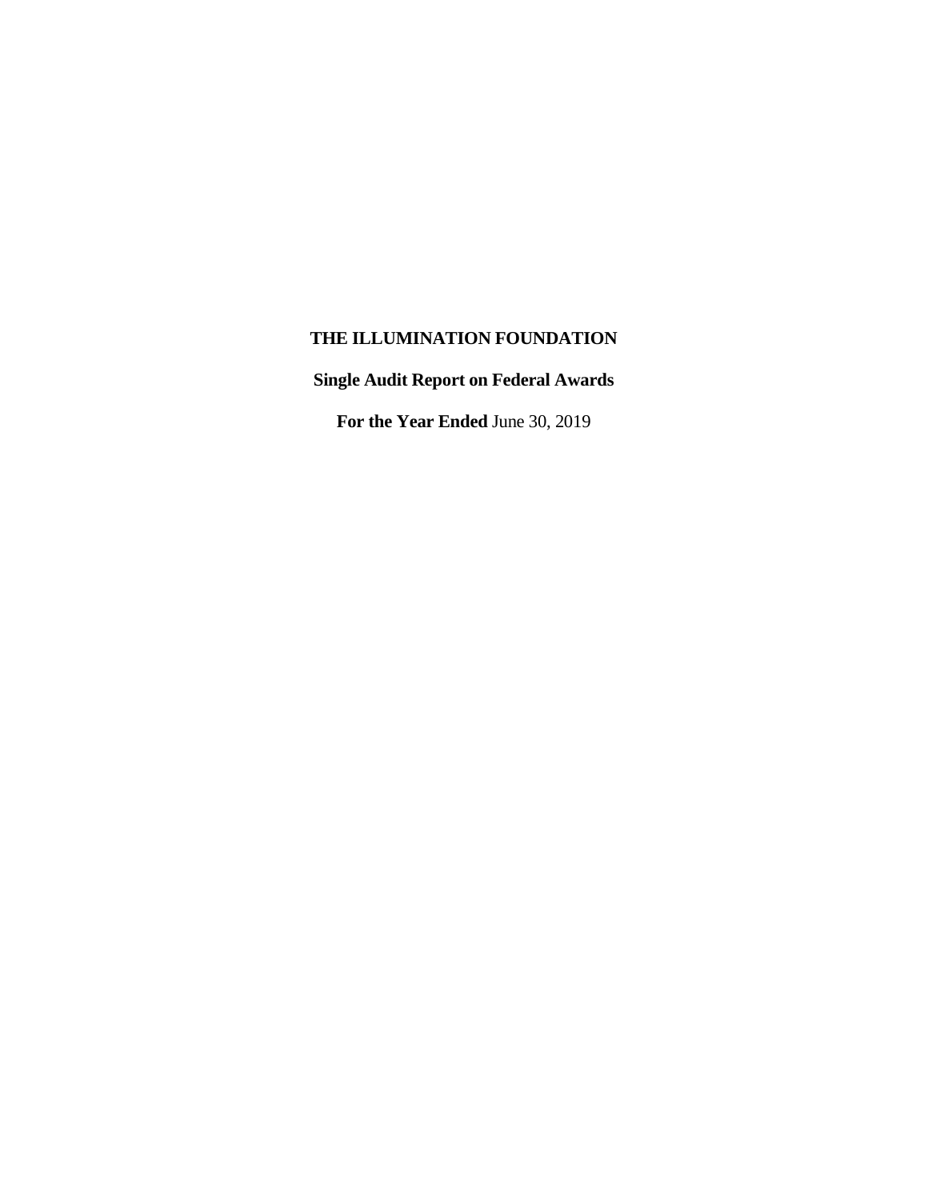**THE ILLUMINATION FOUNDATION**

**Single Audit Report on Federal Awards**

**For the Year Ended** June 30, 2019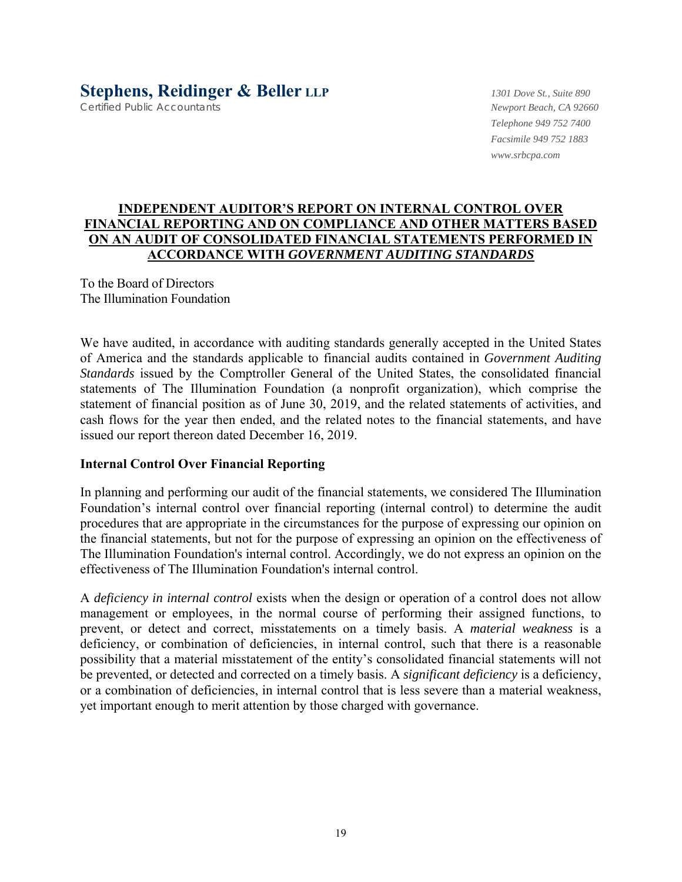**Stephens, Reidinger & Beller LLP**
Certified Public Accountants

*1301 Dove St., Suite 890*
*Newport Beach, CA 92660*
*Telephone 949 752 7400*
*Facsimile 949 752 1883*
*www.srbcpa.com*

## INDEPENDENT AUDITOR'S REPORT ON INTERNAL CONTROL OVER FINANCIAL REPORTING AND ON COMPLIANCE AND OTHER MATTERS BASED ON AN AUDIT OF CONSOLIDATED FINANCIAL STATEMENTS PERFORMED IN ACCORDANCE WITH *GOVERNMENT AUDITING STANDARDS*

To the Board of Directors
The Illumination Foundation

We have audited, in accordance with auditing standards generally accepted in the United States of America and the standards applicable to financial audits contained in *Government Auditing Standards* issued by the Comptroller General of the United States, the consolidated financial statements of The Illumination Foundation (a nonprofit organization), which comprise the statement of financial position as of June 30, 2019, and the related statements of activities, and cash flows for the year then ended, and the related notes to the financial statements, and have issued our report thereon dated December 16, 2019.

### Internal Control Over Financial Reporting

In planning and performing our audit of the financial statements, we considered The Illumination Foundation's internal control over financial reporting (internal control) to determine the audit procedures that are appropriate in the circumstances for the purpose of expressing our opinion on the financial statements, but not for the purpose of expressing an opinion on the effectiveness of The Illumination Foundation's internal control. Accordingly, we do not express an opinion on the effectiveness of The Illumination Foundation's internal control.

A *deficiency in internal control* exists when the design or operation of a control does not allow management or employees, in the normal course of performing their assigned functions, to prevent, or detect and correct, misstatements on a timely basis. A *material weakness* is a deficiency, or combination of deficiencies, in internal control, such that there is a reasonable possibility that a material misstatement of the entity's consolidated financial statements will not be prevented, or detected and corrected on a timely basis. A *significant deficiency* is a deficiency, or a combination of deficiencies, in internal control that is less severe than a material weakness, yet important enough to merit attention by those charged with governance.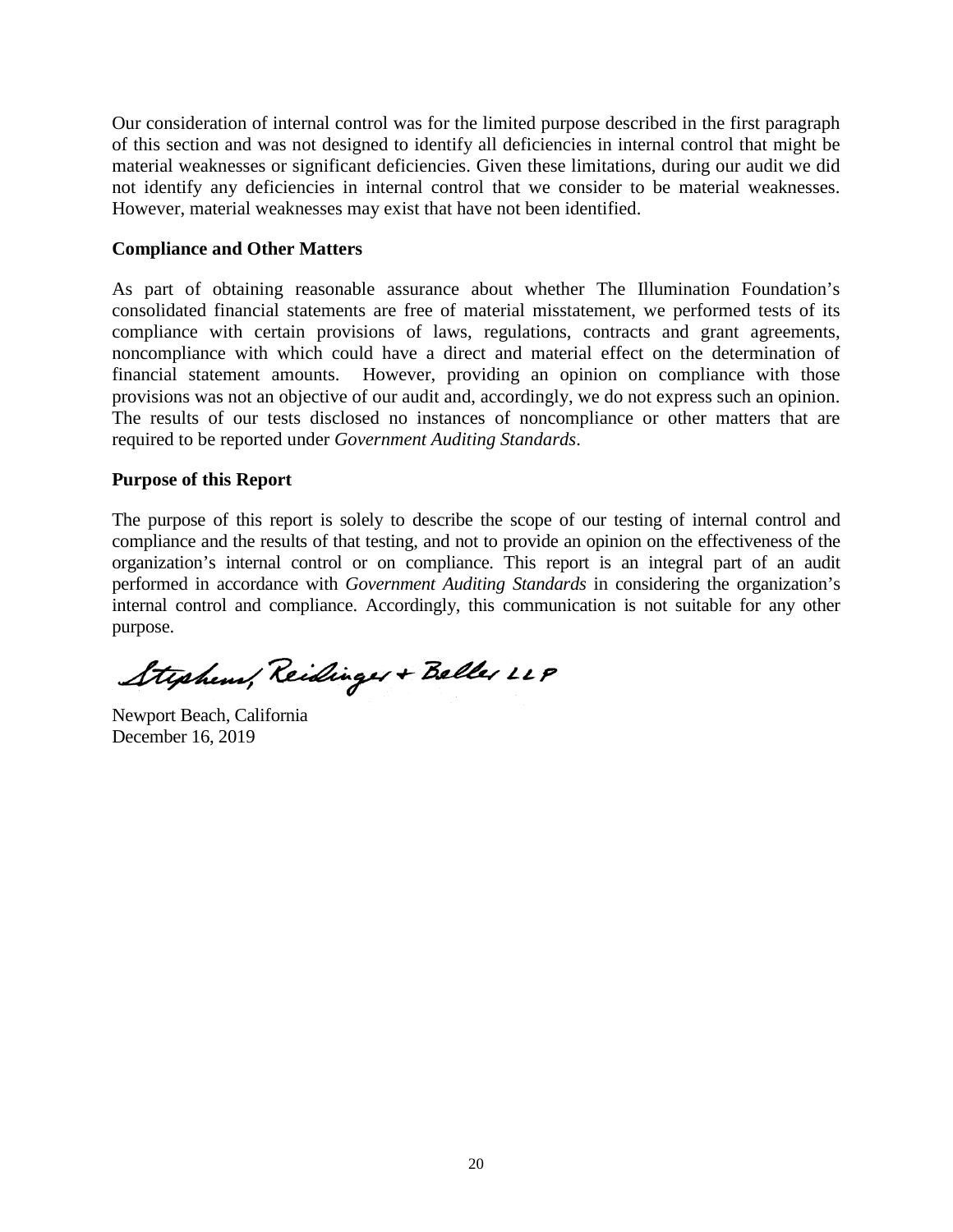Our consideration of internal control was for the limited purpose described in the first paragraph of this section and was not designed to identify all deficiencies in internal control that might be material weaknesses or significant deficiencies. Given these limitations, during our audit we did not identify any deficiencies in internal control that we consider to be material weaknesses. However, material weaknesses may exist that have not been identified.

**Compliance and Other Matters**

As part of obtaining reasonable assurance about whether The Illumination Foundation's consolidated financial statements are free of material misstatement, we performed tests of its compliance with certain provisions of laws, regulations, contracts and grant agreements, noncompliance with which could have a direct and material effect on the determination of financial statement amounts. However, providing an opinion on compliance with those provisions was not an objective of our audit and, accordingly, we do not express such an opinion. The results of our tests disclosed no instances of noncompliance or other matters that are required to be reported under *Government Auditing Standards*.

**Purpose of this Report**

The purpose of this report is solely to describe the scope of our testing of internal control and compliance and the results of that testing, and not to provide an opinion on the effectiveness of the organization's internal control or on compliance. This report is an integral part of an audit performed in accordance with *Government Auditing Standards* in considering the organization's internal control and compliance. Accordingly, this communication is not suitable for any other purpose.

Stephens, Reidinger + Beller LLP

Newport Beach, California
December 16, 2019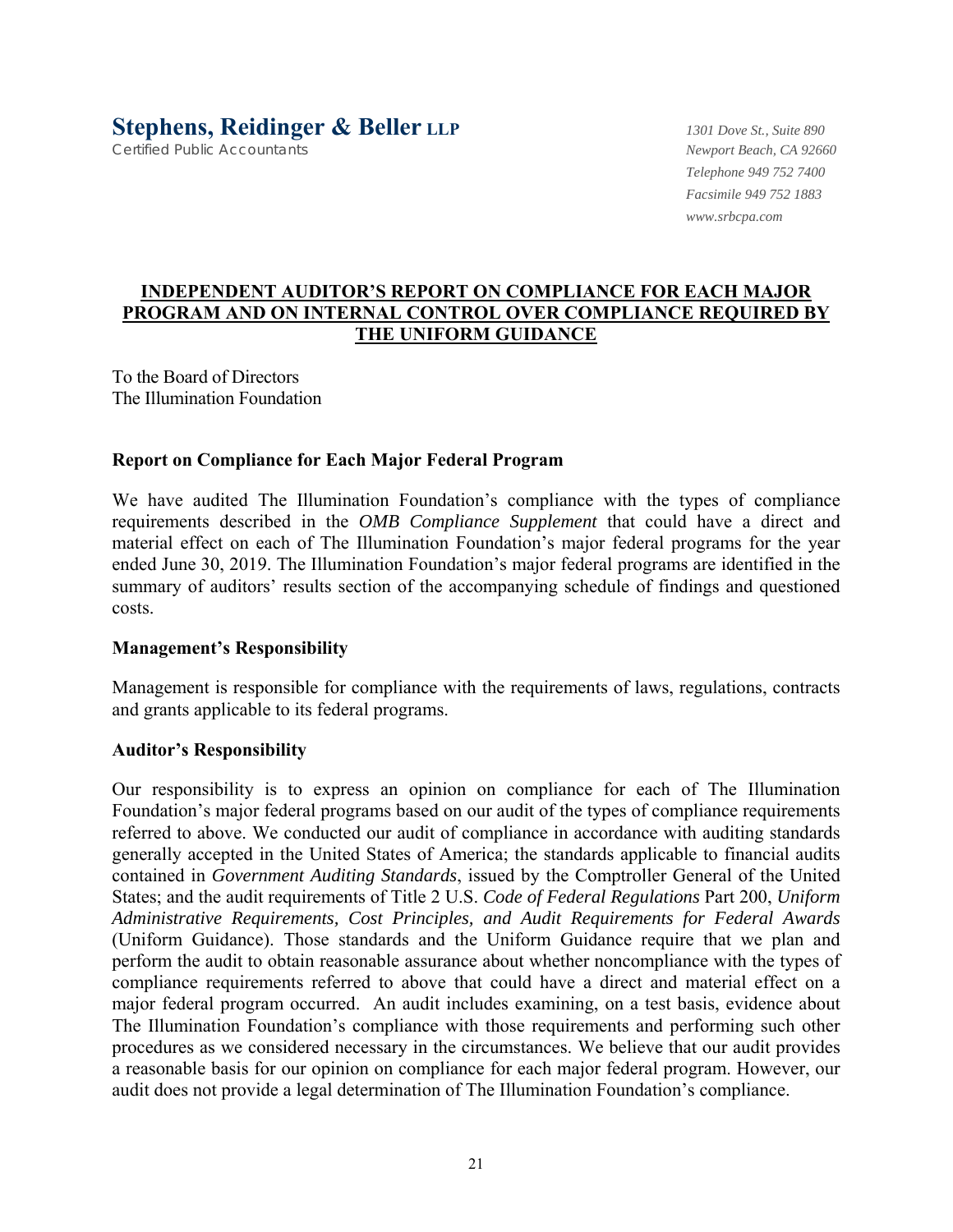**Stephens, Reidinger & Beller LLP**
Certified Public Accountants

*1301 Dove St., Suite 890*
*Newport Beach, CA 92660*
*Telephone 949 752 7400*
*Facsimile 949 752 1883*
*www.srbcpa.com*

## INDEPENDENT AUDITOR'S REPORT ON COMPLIANCE FOR EACH MAJOR PROGRAM AND ON INTERNAL CONTROL OVER COMPLIANCE REQUIRED BY THE UNIFORM GUIDANCE

To the Board of Directors
The Illumination Foundation

### Report on Compliance for Each Major Federal Program

We have audited The Illumination Foundation's compliance with the types of compliance requirements described in the *OMB Compliance Supplement* that could have a direct and material effect on each of The Illumination Foundation's major federal programs for the year ended June 30, 2019. The Illumination Foundation's major federal programs are identified in the summary of auditors' results section of the accompanying schedule of findings and questioned costs.

### Management's Responsibility

Management is responsible for compliance with the requirements of laws, regulations, contracts and grants applicable to its federal programs.

### Auditor's Responsibility

Our responsibility is to express an opinion on compliance for each of The Illumination Foundation's major federal programs based on our audit of the types of compliance requirements referred to above. We conducted our audit of compliance in accordance with auditing standards generally accepted in the United States of America; the standards applicable to financial audits contained in *Government Auditing Standards*, issued by the Comptroller General of the United States; and the audit requirements of Title 2 U.S. *Code of Federal Regulations* Part 200, *Uniform Administrative Requirements, Cost Principles, and Audit Requirements for Federal Awards* (Uniform Guidance). Those standards and the Uniform Guidance require that we plan and perform the audit to obtain reasonable assurance about whether noncompliance with the types of compliance requirements referred to above that could have a direct and material effect on a major federal program occurred. An audit includes examining, on a test basis, evidence about The Illumination Foundation's compliance with those requirements and performing such other procedures as we considered necessary in the circumstances. We believe that our audit provides a reasonable basis for our opinion on compliance for each major federal program. However, our audit does not provide a legal determination of The Illumination Foundation's compliance.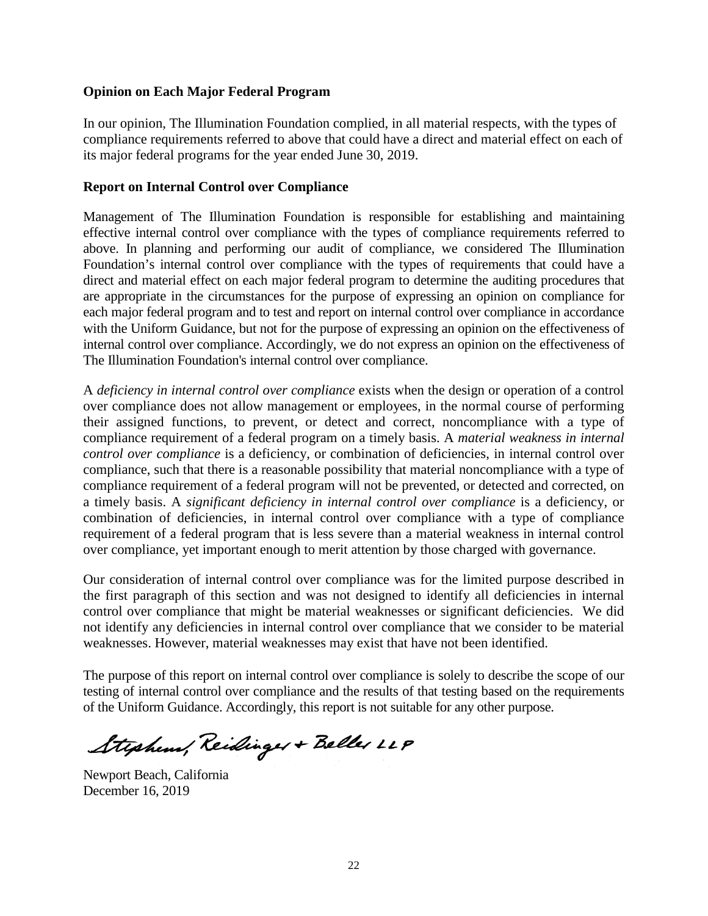**Opinion on Each Major Federal Program**

In our opinion, The Illumination Foundation complied, in all material respects, with the types of compliance requirements referred to above that could have a direct and material effect on each of its major federal programs for the year ended June 30, 2019.

**Report on Internal Control over Compliance**

Management of The Illumination Foundation is responsible for establishing and maintaining effective internal control over compliance with the types of compliance requirements referred to above. In planning and performing our audit of compliance, we considered The Illumination Foundation's internal control over compliance with the types of requirements that could have a direct and material effect on each major federal program to determine the auditing procedures that are appropriate in the circumstances for the purpose of expressing an opinion on compliance for each major federal program and to test and report on internal control over compliance in accordance with the Uniform Guidance, but not for the purpose of expressing an opinion on the effectiveness of internal control over compliance. Accordingly, we do not express an opinion on the effectiveness of The Illumination Foundation's internal control over compliance.

A *deficiency in internal control over compliance* exists when the design or operation of a control over compliance does not allow management or employees, in the normal course of performing their assigned functions, to prevent, or detect and correct, noncompliance with a type of compliance requirement of a federal program on a timely basis. A *material weakness in internal control over compliance* is a deficiency, or combination of deficiencies, in internal control over compliance, such that there is a reasonable possibility that material noncompliance with a type of compliance requirement of a federal program will not be prevented, or detected and corrected, on a timely basis. A *significant deficiency in internal control over compliance* is a deficiency, or combination of deficiencies, in internal control over compliance with a type of compliance requirement of a federal program that is less severe than a material weakness in internal control over compliance, yet important enough to merit attention by those charged with governance.

Our consideration of internal control over compliance was for the limited purpose described in the first paragraph of this section and was not designed to identify all deficiencies in internal control over compliance that might be material weaknesses or significant deficiencies. We did not identify any deficiencies in internal control over compliance that we consider to be material weaknesses. However, material weaknesses may exist that have not been identified.

The purpose of this report on internal control over compliance is solely to describe the scope of our testing of internal control over compliance and the results of that testing based on the requirements of the Uniform Guidance. Accordingly, this report is not suitable for any other purpose.

Stephens, Reidinger + Beller LLP

Newport Beach, California
December 16, 2019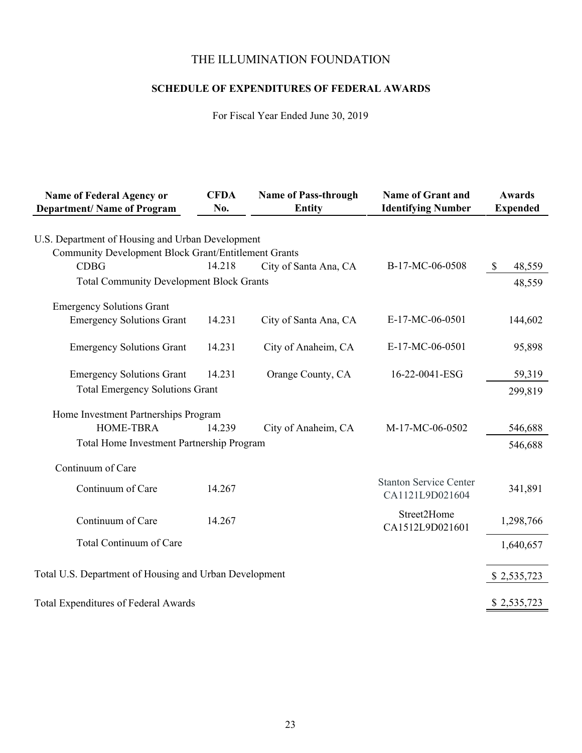# THE ILLUMINATION FOUNDATION

## SCHEDULE OF EXPENDITURES OF FEDERAL AWARDS

For Fiscal Year Ended June 30, 2019

| Name of Federal Agency or Department/ Name of Program | CFDA No. | Name of Pass-through Entity | Name of Grant and Identifying Number | Awards Expended |
|---|---|---|---|---|
| U.S. Department of Housing and Urban Development | | | | |
| Community Development Block Grant/Entitlement Grants | | | | |
| CDBG | 14.218 | City of Santa Ana, CA | B-17-MC-06-0508 | $ 48,559 |
| Total Community Development Block Grants | | | | 48,559 |
| Emergency Solutions Grant | | | | |
| Emergency Solutions Grant | 14.231 | City of Santa Ana, CA | E-17-MC-06-0501 | 144,602 |
| Emergency Solutions Grant | 14.231 | City of Anaheim, CA | E-17-MC-06-0501 | 95,898 |
| Emergency Solutions Grant | 14.231 | Orange County, CA | 16-22-0041-ESG | 59,319 |
| Total Emergency Solutions Grant | | | | 299,819 |
| Home Investment Partnerships Program | | | | |
| HOME-TBRA | 14.239 | City of Anaheim, CA | M-17-MC-06-0502 | 546,688 |
| Total Home Investment Partnership Program | | | | 546,688 |
| Continuum of Care | | | | |
| Continuum of Care | 14.267 | | Stanton Service Center CA1121L9D021604 | 341,891 |
| Continuum of Care | 14.267 | | Street2Home CA1512L9D021601 | 1,298,766 |
| Total Continuum of Care | | | | 1,640,657 |
| Total U.S. Department of Housing and Urban Development | | | | $ 2,535,723 |
| Total Expenditures of Federal Awards | | | | $ 2,535,723 |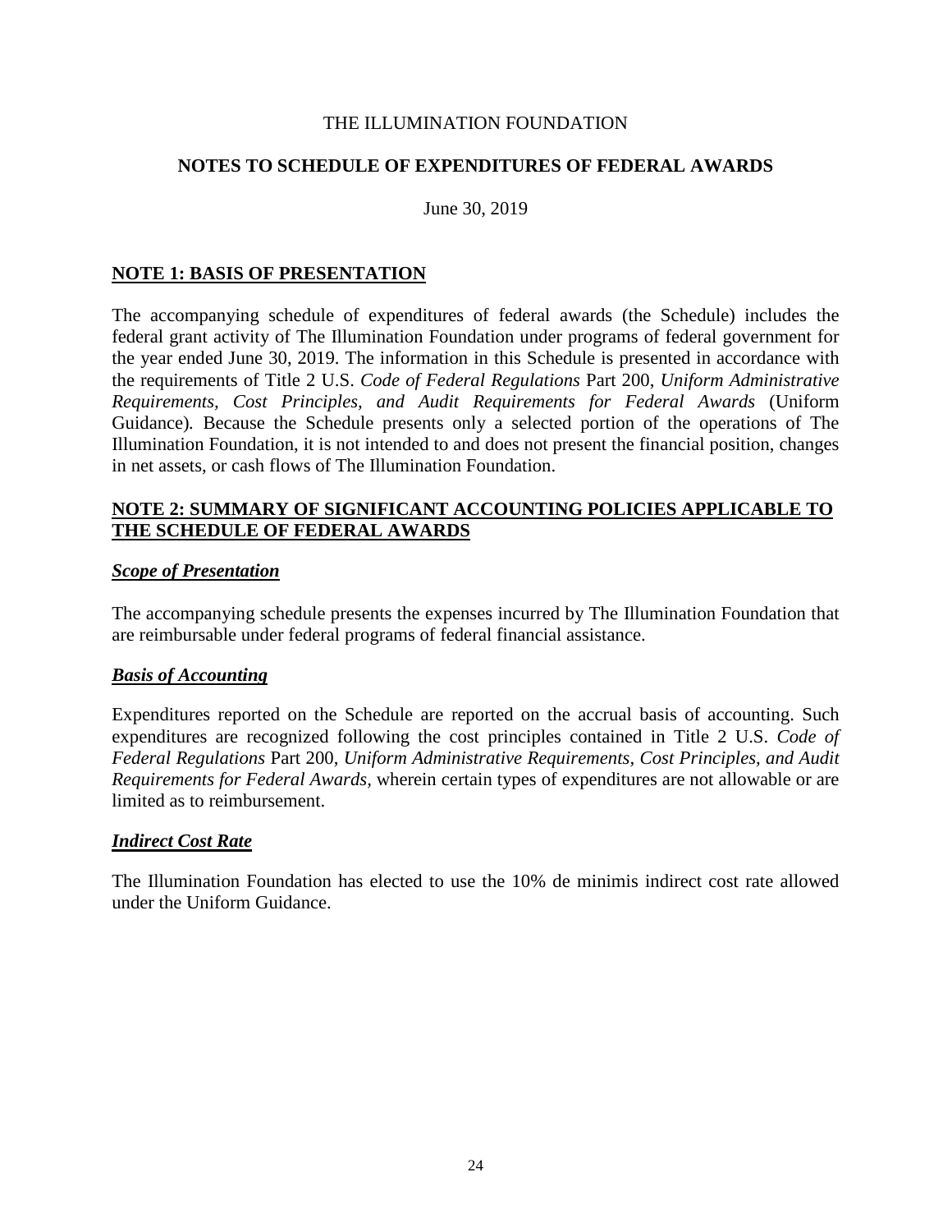THE ILLUMINATION FOUNDATION

# NOTES TO SCHEDULE OF EXPENDITURES OF FEDERAL AWARDS

June 30, 2019

## NOTE 1: BASIS OF PRESENTATION

The accompanying schedule of expenditures of federal awards (the Schedule) includes the federal grant activity of The Illumination Foundation under programs of federal government for the year ended June 30, 2019. The information in this Schedule is presented in accordance with the requirements of Title 2 U.S. *Code of Federal Regulations* Part 200, *Uniform Administrative Requirements, Cost Principles, and Audit Requirements for Federal Awards* (Uniform Guidance). Because the Schedule presents only a selected portion of the operations of The Illumination Foundation, it is not intended to and does not present the financial position, changes in net assets, or cash flows of The Illumination Foundation.

## NOTE 2: SUMMARY OF SIGNIFICANT ACCOUNTING POLICIES APPLICABLE TO THE SCHEDULE OF FEDERAL AWARDS

### *Scope of Presentation*

The accompanying schedule presents the expenses incurred by The Illumination Foundation that are reimbursable under federal programs of federal financial assistance.

### *Basis of Accounting*

Expenditures reported on the Schedule are reported on the accrual basis of accounting. Such expenditures are recognized following the cost principles contained in Title 2 U.S. *Code of Federal Regulations* Part 200, *Uniform Administrative Requirements, Cost Principles, and Audit Requirements for Federal Awards,* wherein certain types of expenditures are not allowable or are limited as to reimbursement.

### *Indirect Cost Rate*

The Illumination Foundation has elected to use the 10% de minimis indirect cost rate allowed under the Uniform Guidance.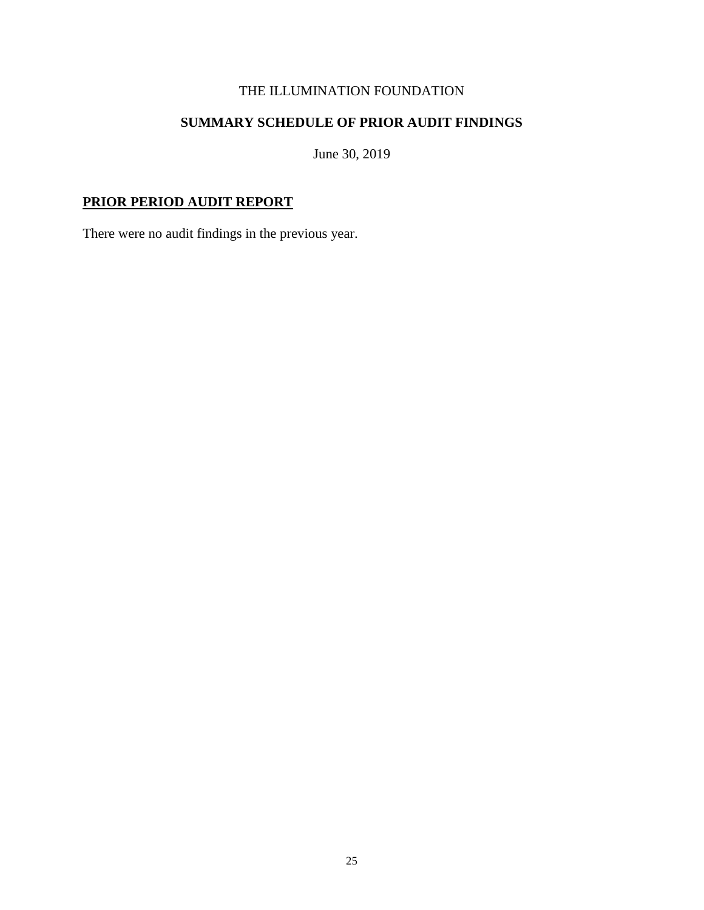THE ILLUMINATION FOUNDATION

## SUMMARY SCHEDULE OF PRIOR AUDIT FINDINGS

June 30, 2019

### PRIOR PERIOD AUDIT REPORT

There were no audit findings in the previous year.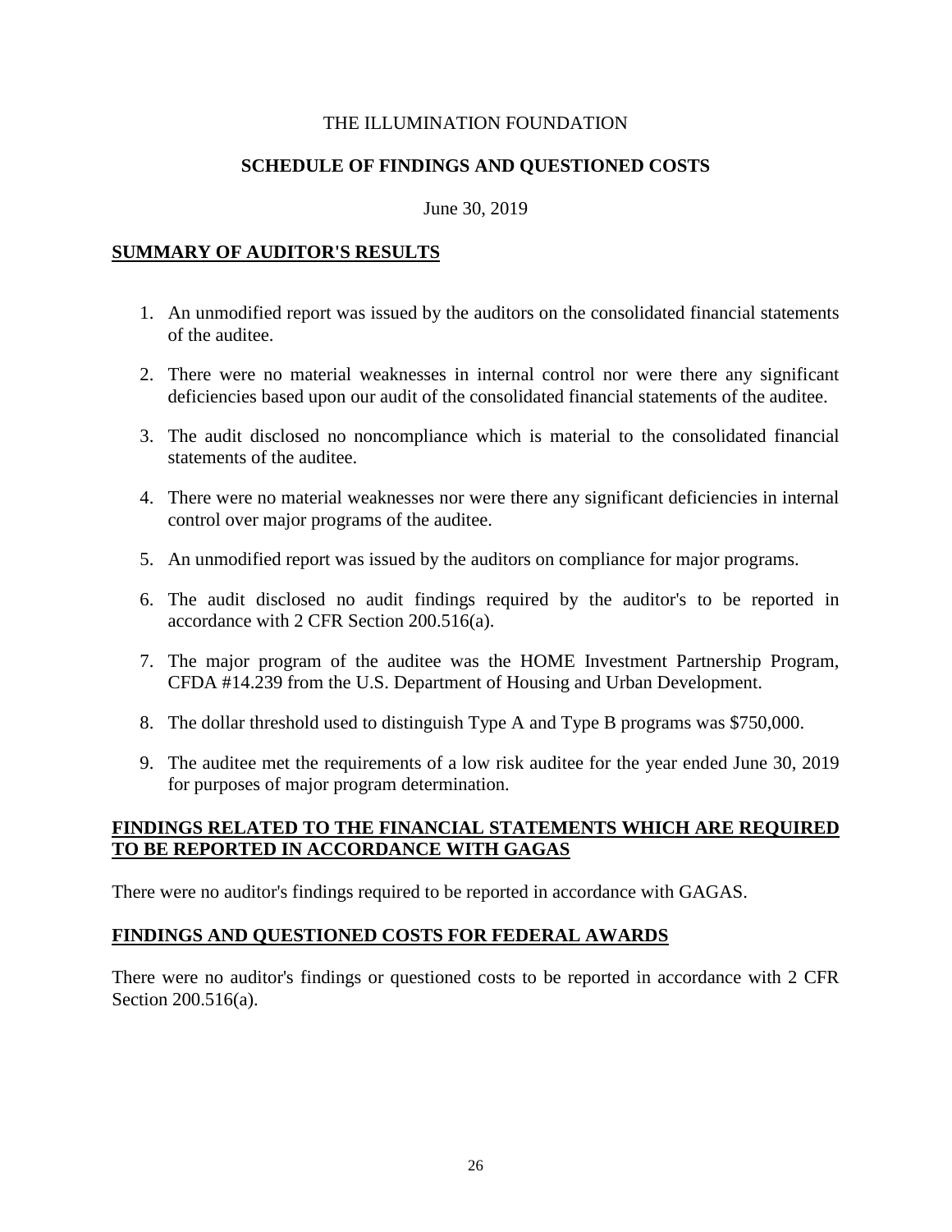THE ILLUMINATION FOUNDATION

## SCHEDULE OF FINDINGS AND QUESTIONED COSTS

June 30, 2019

### SUMMARY OF AUDITOR'S RESULTS

1. An unmodified report was issued by the auditors on the consolidated financial statements of the auditee.
2. There were no material weaknesses in internal control nor were there any significant deficiencies based upon our audit of the consolidated financial statements of the auditee.
3. The audit disclosed no noncompliance which is material to the consolidated financial statements of the auditee.
4. There were no material weaknesses nor were there any significant deficiencies in internal control over major programs of the auditee.
5. An unmodified report was issued by the auditors on compliance for major programs.
6. The audit disclosed no audit findings required by the auditor's to be reported in accordance with 2 CFR Section 200.516(a).
7. The major program of the auditee was the HOME Investment Partnership Program, CFDA #14.239 from the U.S. Department of Housing and Urban Development.
8. The dollar threshold used to distinguish Type A and Type B programs was $750,000.
9. The auditee met the requirements of a low risk auditee for the year ended June 30, 2019 for purposes of major program determination.

### FINDINGS RELATED TO THE FINANCIAL STATEMENTS WHICH ARE REQUIRED TO BE REPORTED IN ACCORDANCE WITH GAGAS

There were no auditor's findings required to be reported in accordance with GAGAS.

### FINDINGS AND QUESTIONED COSTS FOR FEDERAL AWARDS

There were no auditor's findings or questioned costs to be reported in accordance with 2 CFR Section 200.516(a).